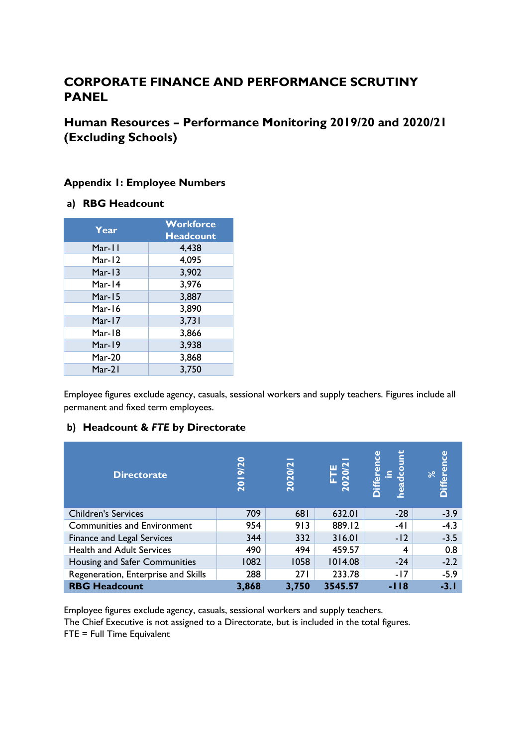# CORPORATE FINANCE AND PERFORMANCE SCRUTINY PANEL

## Human Resources – Performance Monitoring 2019/20 and 2020/21 (Excluding Schools)

### Appendix 1: Employee Numbers

**a) RBG Headcount**

| Year | Workforce Headcount |
|---|---|
| Mar-11 | 4,438 |
| Mar-12 | 4,095 |
| Mar-13 | 3,902 |
| Mar-14 | 3,976 |
| Mar-15 | 3,887 |
| Mar-16 | 3,890 |
| Mar-17 | 3,731 |
| Mar-18 | 3,866 |
| Mar-19 | 3,938 |
| Mar-20 | 3,868 |
| Mar-21 | 3,750 |

Employee figures exclude agency, casuals, sessional workers and supply teachers. Figures include all permanent and fixed term employees.

**b) Headcount & *FTE* by Directorate**

| Directorate | 2019/20 | 2020/21 | FTE 2020/21 | Difference in headcount | % Difference |
|---|---|---|---|---|---|
| Children's Services | 709 | 681 | 632.01 | -28 | -3.9 |
| Communities and Environment | 954 | 913 | 889.12 | -41 | -4.3 |
| Finance and Legal Services | 344 | 332 | 316.01 | -12 | -3.5 |
| Health and Adult Services | 490 | 494 | 459.57 | 4 | 0.8 |
| Housing and Safer Communities | 1082 | 1058 | 1014.08 | -24 | -2.2 |
| Regeneration, Enterprise and Skills | 288 | 271 | 233.78 | -17 | -5.9 |
| **RBG Headcount** | **3,868** | **3,750** | **3545.57** | **-118** | **-3.1** |

Employee figures exclude agency, casuals, sessional workers and supply teachers.
The Chief Executive is not assigned to a Directorate, but is included in the total figures.
FTE = Full Time Equivalent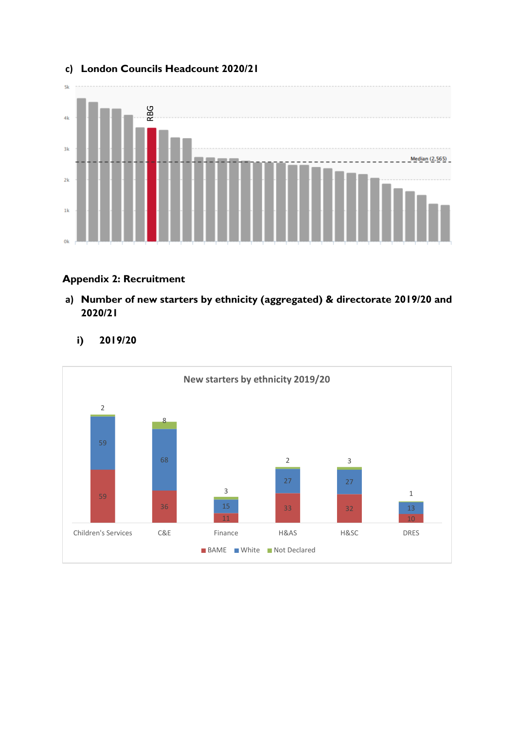c) **London Councils Headcount 2020/21**

## Appendix 2: Recruitment

a) **Number of new starters by ethnicity (aggregated) & directorate 2019/20 and 2020/21**

i) **2019/20**

New starters by ethnicity 2019/20

| Directorate | BAME | White | Not Declared |
|---|---|---|---|
| Children's Services | 59 | 59 | 2 |
| C&E | 36 | 68 | 8 |
| Finance | 11 | 15 | 3 |
| H&AS | 33 | 27 | 2 |
| H&SC | 32 | 27 | 3 |
| DRES | 10 | 13 | 1 |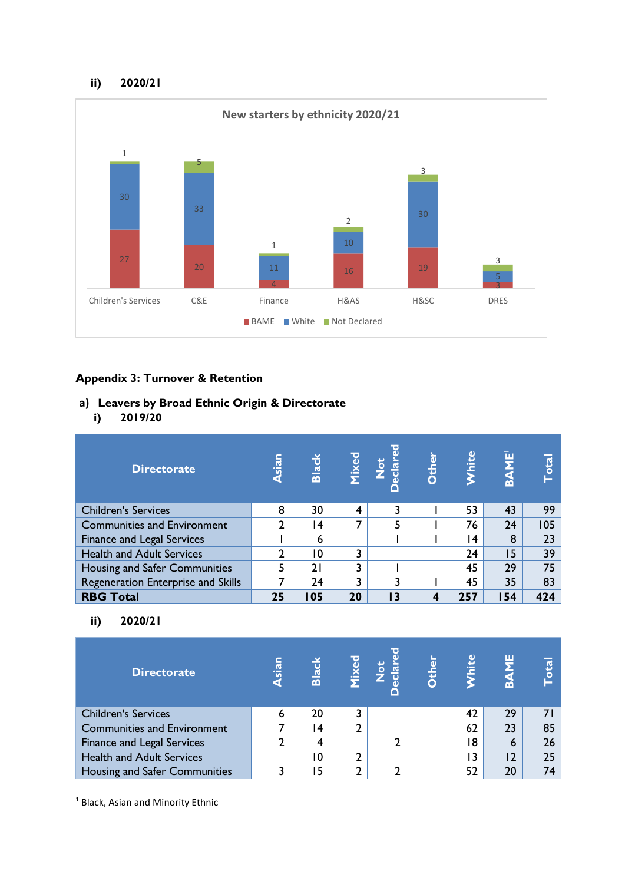### ii) 2020/21

**New starters by ethnicity 2020/21**

| | Children's Services | C&E | Finance | H&AS | H&SC | DRES |
|---|---|---|---|---|---|---|
| BAME | 27 | 20 | 4 | 16 | 19 | 3 |
| White | 30 | 33 | 11 | 10 | 30 | 5 |
| Not Declared | 1 | 5 | 1 | 2 | 3 | 3 |

## Appendix 3: Turnover & Retention

### a) Leavers by Broad Ethnic Origin & Directorate

#### i) 2019/20

| Directorate | Asian | Black | Mixed | Not Declared | Other | White | BAME[1] | Total |
|---|---|---|---|---|---|---|---|---|
| Children's Services | 8 | 30 | 4 | 3 | 1 | 53 | 43 | 99 |
| Communities and Environment | 2 | 14 | 7 | 5 | 1 | 76 | 24 | 105 |
| Finance and Legal Services | 1 | 6 | | 1 | 1 | 14 | 8 | 23 |
| Health and Adult Services | 2 | 10 | 3 | | | 24 | 15 | 39 |
| Housing and Safer Communities | 5 | 21 | 3 | 1 | | 45 | 29 | 75 |
| Regeneration Enterprise and Skills | 7 | 24 | 3 | 3 | 1 | 45 | 35 | 83 |
| **RBG Total** | **25** | **105** | **20** | **13** | **4** | **257** | **154** | **424** |

#### ii) 2020/21

| Directorate | Asian | Black | Mixed | Not Declared | Other | White | BAME | Total |
|---|---|---|---|---|---|---|---|---|
| Children's Services | 6 | 20 | 3 | | | 42 | 29 | 71 |
| Communities and Environment | 7 | 14 | 2 | | | 62 | 23 | 85 |
| Finance and Legal Services | 2 | 4 | | 2 | | 18 | 6 | 26 |
| Health and Adult Services | | 10 | 2 | | | 13 | 12 | 25 |
| Housing and Safer Communities | 3 | 15 | 2 | 2 | | 52 | 20 | 74 |

[1] Black, Asian and Minority Ethnic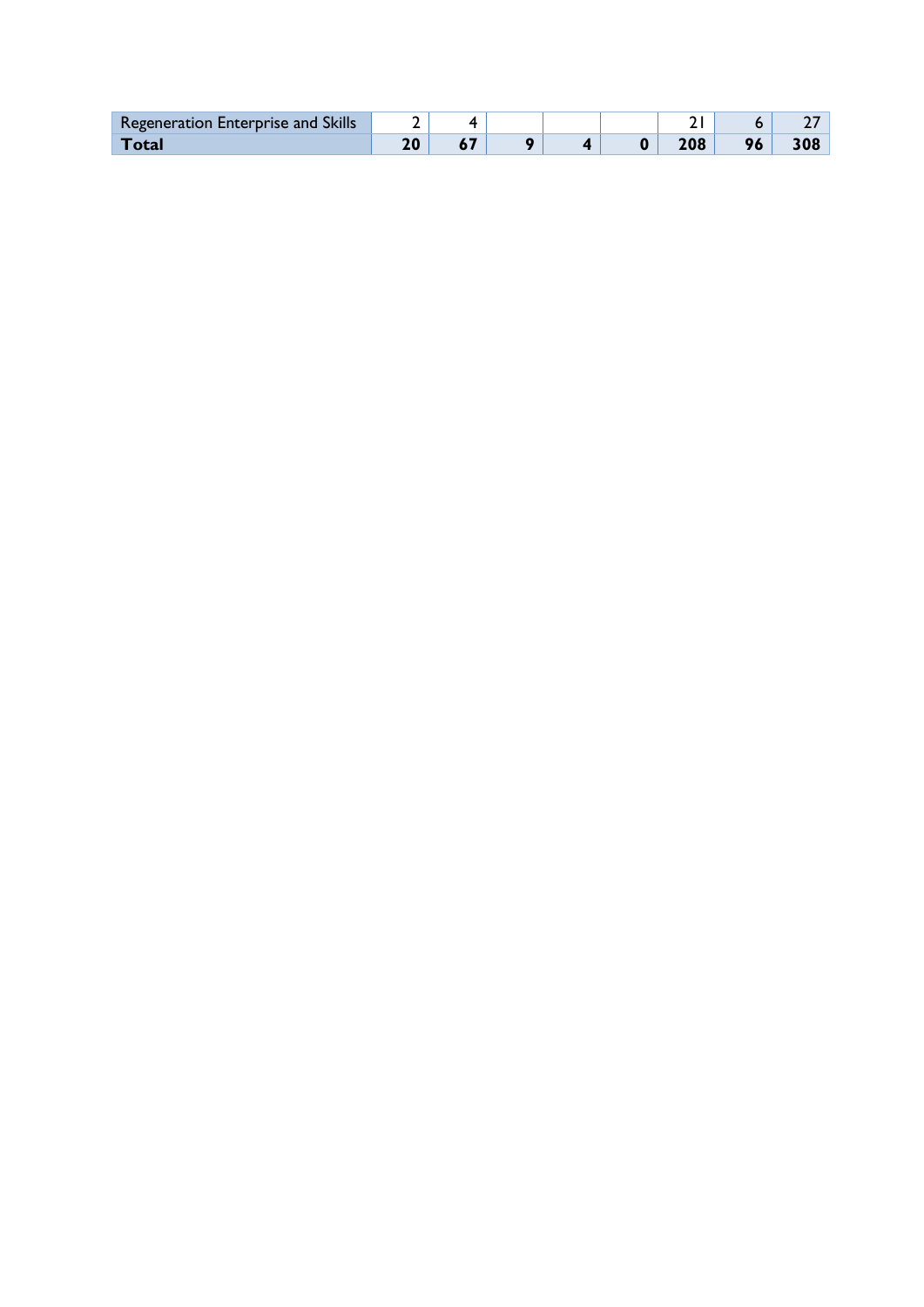| | | | | | | | | |
|---|---|---|---|---|---|---|---|---|
| Regeneration Enterprise and Skills | 2 | 4 | | | | 21 | 6 | 27 |
| **Total** | **20** | **67** | **9** | **4** | **0** | **208** | **96** | **308** |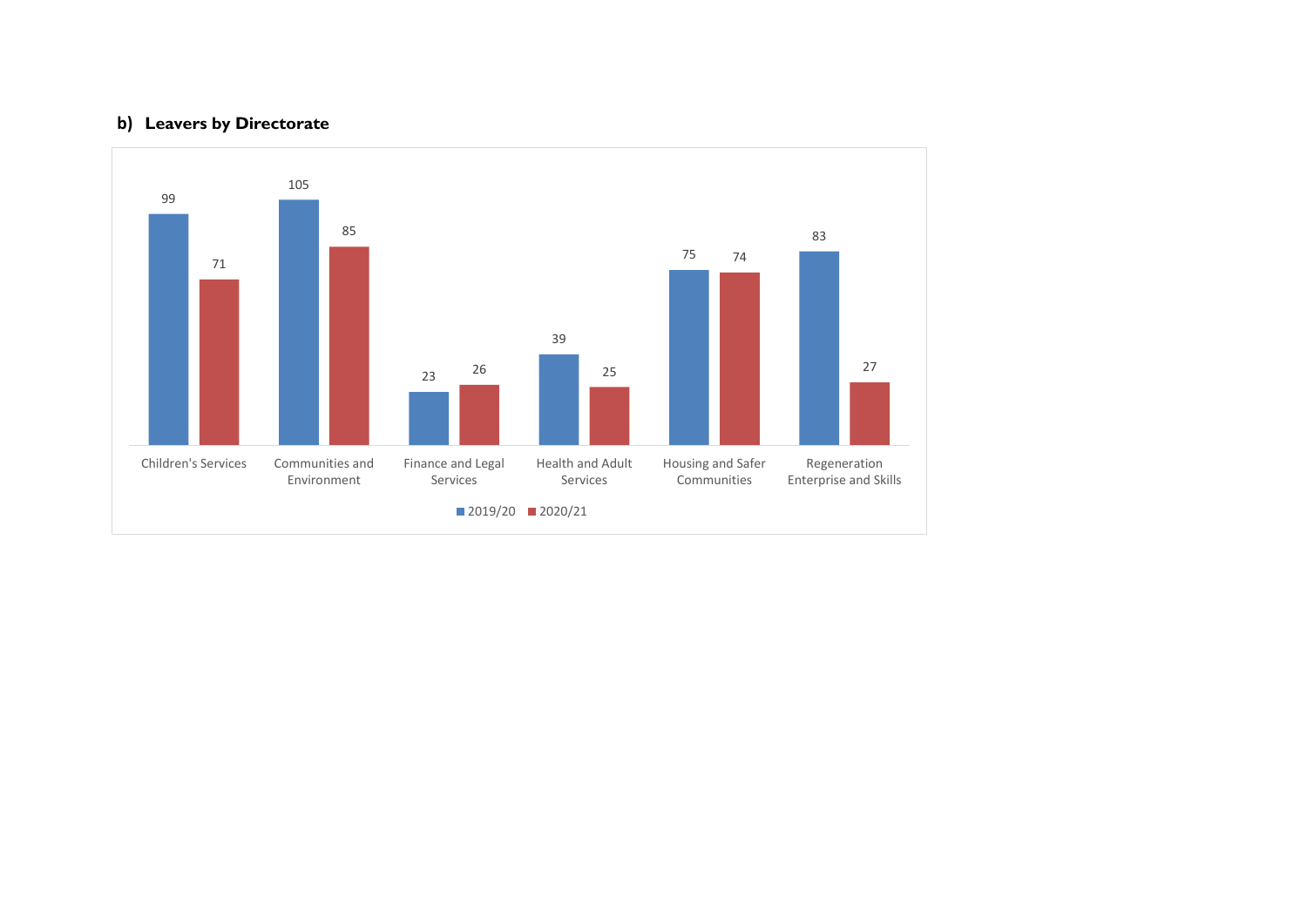## b) Leavers by Directorate

| Directorate | 2019/20 | 2020/21 |
|---|---|---|
| Children's Services | 99 | 71 |
| Communities and Environment | 105 | 85 |
| Finance and Legal Services | 23 | 26 |
| Health and Adult Services | 39 | 25 |
| Housing and Safer Communities | 75 | 74 |
| Regeneration Enterprise and Skills | 83 | 27 |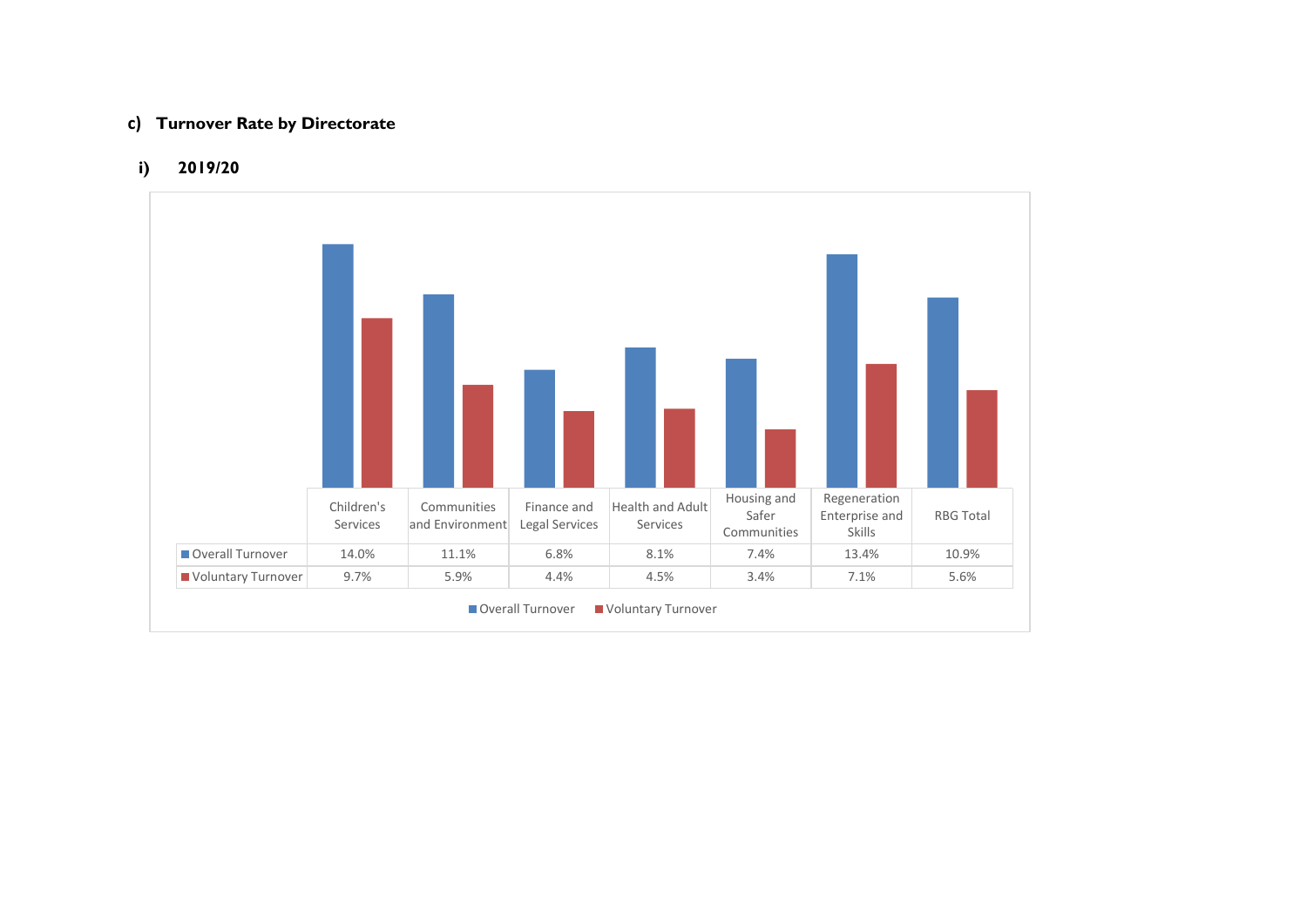### c) Turnover Rate by Directorate

#### i) 2019/20

| | Children's Services | Communities and Environment | Finance and Legal Services | Health and Adult Services | Housing and Safer Communities | Regeneration Enterprise and Skills | RBG Total |
|---|---|---|---|---|---|---|---|
| Overall Turnover | 14.0% | 11.1% | 6.8% | 8.1% | 7.4% | 13.4% | 10.9% |
| Voluntary Turnover | 9.7% | 5.9% | 4.4% | 4.5% | 3.4% | 7.1% | 5.6% |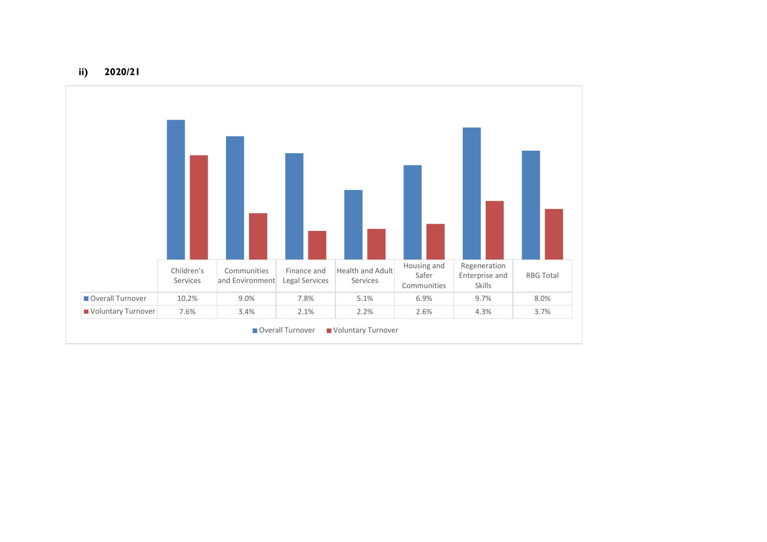**ii) 2020/21**

| | Children's Services | Communities and Environment | Finance and Legal Services | Health and Adult Services | Housing and Safer Communities | Regeneration Enterprise and Skills | RBG Total |
|---|---|---|---|---|---|---|---|
| Overall Turnover | 10.2% | 9.0% | 7.8% | 5.1% | 6.9% | 9.7% | 8.0% |
| Voluntary Turnover | 7.6% | 3.4% | 2.1% | 2.2% | 2.6% | 4.3% | 3.7% |

Overall Turnover   Voluntary Turnover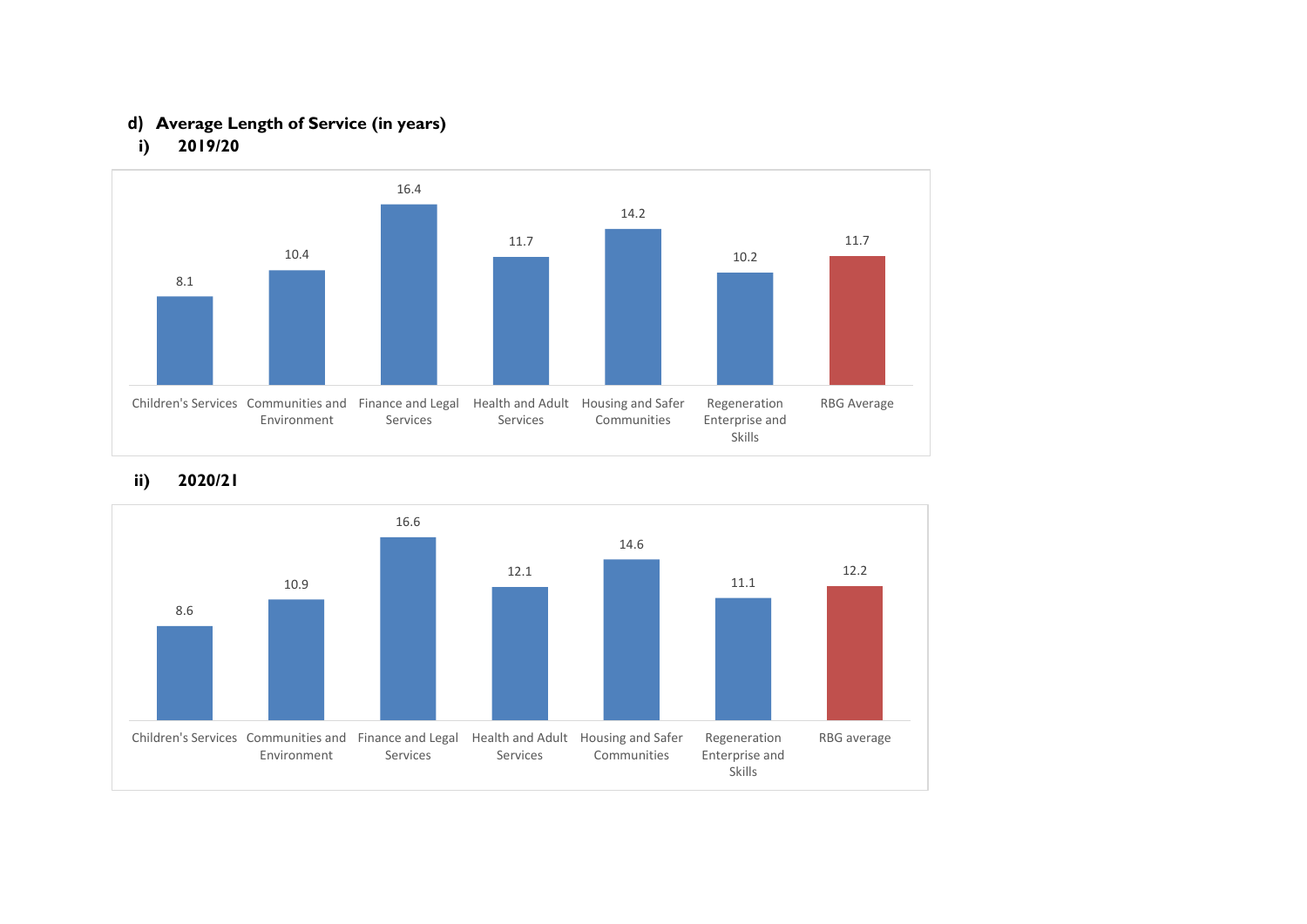## d) Average Length of Service (in years)

### i) 2019/20

| Children's Services | Communities and Environment | Finance and Legal Services | Health and Adult Services | Housing and Safer Communities | Regeneration Enterprise and Skills | RBG Average |
|---|---|---|---|---|---|---|
| 8.1 | 10.4 | 16.4 | 11.7 | 14.2 | 10.2 | 11.7 |

### ii) 2020/21

| Children's Services | Communities and Environment | Finance and Legal Services | Health and Adult Services | Housing and Safer Communities | Regeneration Enterprise and Skills | RBG average |
|---|---|---|---|---|---|---|
| 8.6 | 10.9 | 16.6 | 12.1 | 14.6 | 11.1 | 12.2 |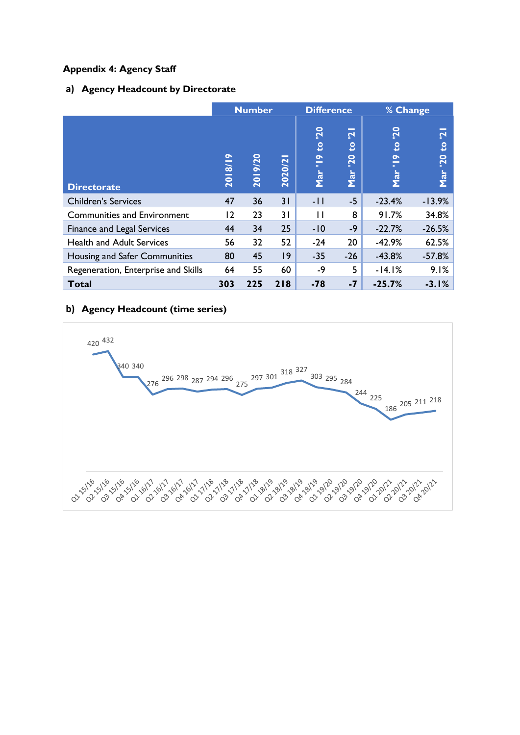## Appendix 4: Agency Staff

### a) Agency Headcount by Directorate

| Directorate | Number | | | Difference | | % Change | |
|---|---|---|---|---|---|---|---|
| | 2018/19 | 2019/20 | 2020/21 | Mar '19 to '20 | Mar '20 to '21 | Mar '19 to '20 | Mar '20 to '21 |
| Children's Services | 47 | 36 | 31 | -11 | -5 | -23.4% | -13.9% |
| Communities and Environment | 12 | 23 | 31 | 11 | 8 | 91.7% | 34.8% |
| Finance and Legal Services | 44 | 34 | 25 | -10 | -9 | -22.7% | -26.5% |
| Health and Adult Services | 56 | 32 | 52 | -24 | 20 | -42.9% | 62.5% |
| Housing and Safer Communities | 80 | 45 | 19 | -35 | -26 | -43.8% | -57.8% |
| Regeneration, Enterprise and Skills | 64 | 55 | 60 | -9 | 5 | -14.1% | 9.1% |
| **Total** | **303** | **225** | **218** | **-78** | **-7** | **-25.7%** | **-3.1%** |

### b) Agency Headcount (time series)

| Quarter | Headcount |
|---|---|
| Q1 15/16 | 420 |
| Q2 15/16 | 432 |
| Q3 15/16 | 340 |
| Q4 15/16 | 340 |
| Q1 16/17 | 276 |
| Q2 16/17 | 296 |
| Q3 16/17 | 298 |
| Q4 16/17 | 287 |
| Q1 17/18 | 294 |
| Q2 17/18 | 296 |
| Q3 17/18 | 275 |
| Q4 17/18 | 297 |
| Q1 18/19 | 301 |
| Q2 18/19 | 318 |
| Q3 18/19 | 327 |
| Q4 18/19 | 303 |
| Q1 19/20 | 295 |
| Q2 19/20 | 284 |
| Q3 19/20 | 244 |
| Q4 19/20 | 225 |
| Q1 20/21 | 186 |
| Q2 20/21 | 205 |
| Q3 20/21 | 211 |
| Q4 20/21 | 218 |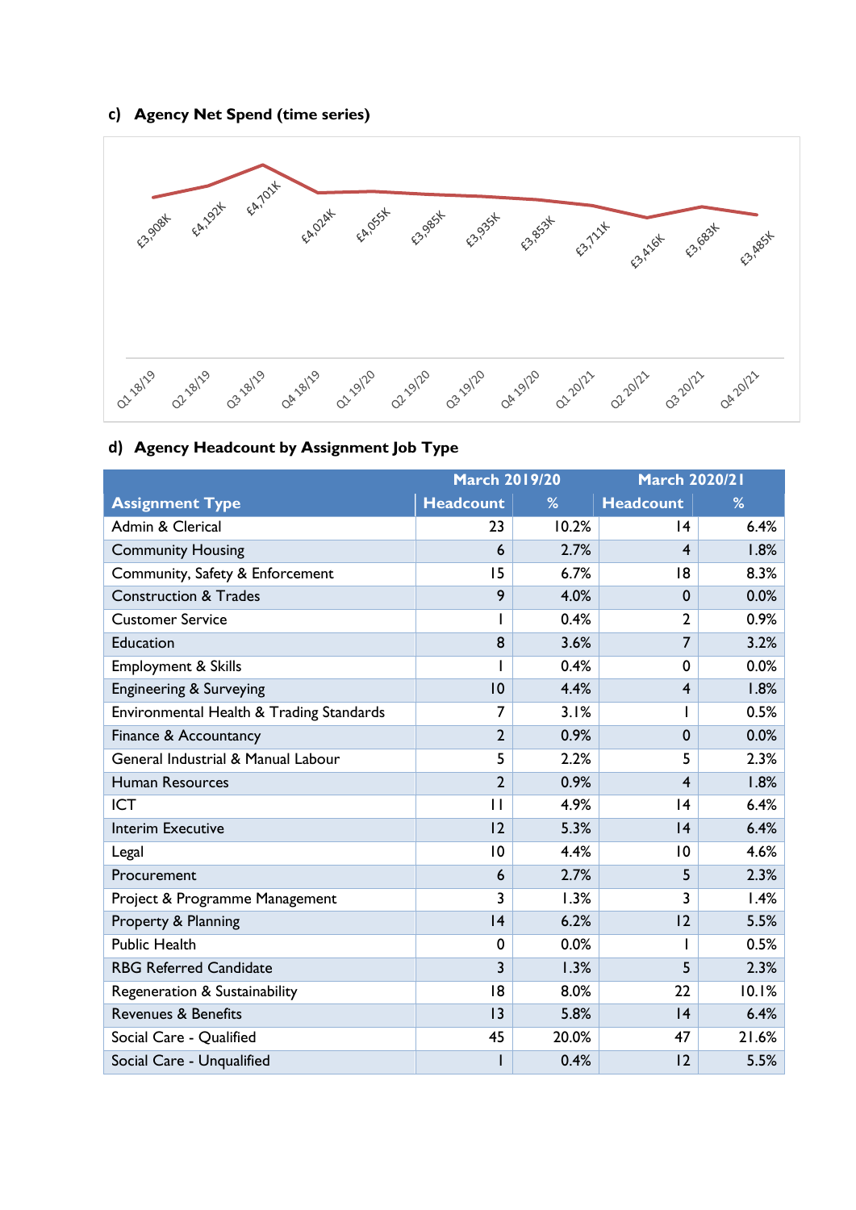### c) Agency Net Spend (time series)

| Quarter | Net Spend |
|---|---|
| Q1 18/19 | £3,908K |
| Q2 18/19 | £4,192K |
| Q3 18/19 | £4,701K |
| Q4 18/19 | £4,024K |
| Q1 19/20 | £4,055K |
| Q2 19/20 | £3,985K |
| Q3 19/20 | £3,935K |
| Q4 19/20 | £3,853K |
| Q1 20/21 | £3,711K |
| Q2 20/21 | £3,416K |
| Q3 20/21 | £3,683K |
| Q4 20/21 | £3,485K |

### d) Agency Headcount by Assignment Job Type

| | March 2019/20 | | March 2020/21 | |
|---|---|---|---|---|
| **Assignment Type** | **Headcount** | **%** | **Headcount** | **%** |
| Admin & Clerical | 23 | 10.2% | 14 | 6.4% |
| Community Housing | 6 | 2.7% | 4 | 1.8% |
| Community, Safety & Enforcement | 15 | 6.7% | 18 | 8.3% |
| Construction & Trades | 9 | 4.0% | 0 | 0.0% |
| Customer Service | 1 | 0.4% | 2 | 0.9% |
| Education | 8 | 3.6% | 7 | 3.2% |
| Employment & Skills | 1 | 0.4% | 0 | 0.0% |
| Engineering & Surveying | 10 | 4.4% | 4 | 1.8% |
| Environmental Health & Trading Standards | 7 | 3.1% | 1 | 0.5% |
| Finance & Accountancy | 2 | 0.9% | 0 | 0.0% |
| General Industrial & Manual Labour | 5 | 2.2% | 5 | 2.3% |
| Human Resources | 2 | 0.9% | 4 | 1.8% |
| ICT | 11 | 4.9% | 14 | 6.4% |
| Interim Executive | 12 | 5.3% | 14 | 6.4% |
| Legal | 10 | 4.4% | 10 | 4.6% |
| Procurement | 6 | 2.7% | 5 | 2.3% |
| Project & Programme Management | 3 | 1.3% | 3 | 1.4% |
| Property & Planning | 14 | 6.2% | 12 | 5.5% |
| Public Health | 0 | 0.0% | 1 | 0.5% |
| RBG Referred Candidate | 3 | 1.3% | 5 | 2.3% |
| Regeneration & Sustainability | 18 | 8.0% | 22 | 10.1% |
| Revenues & Benefits | 13 | 5.8% | 14 | 6.4% |
| Social Care - Qualified | 45 | 20.0% | 47 | 21.6% |
| Social Care - Unqualified | 1 | 0.4% | 12 | 5.5% |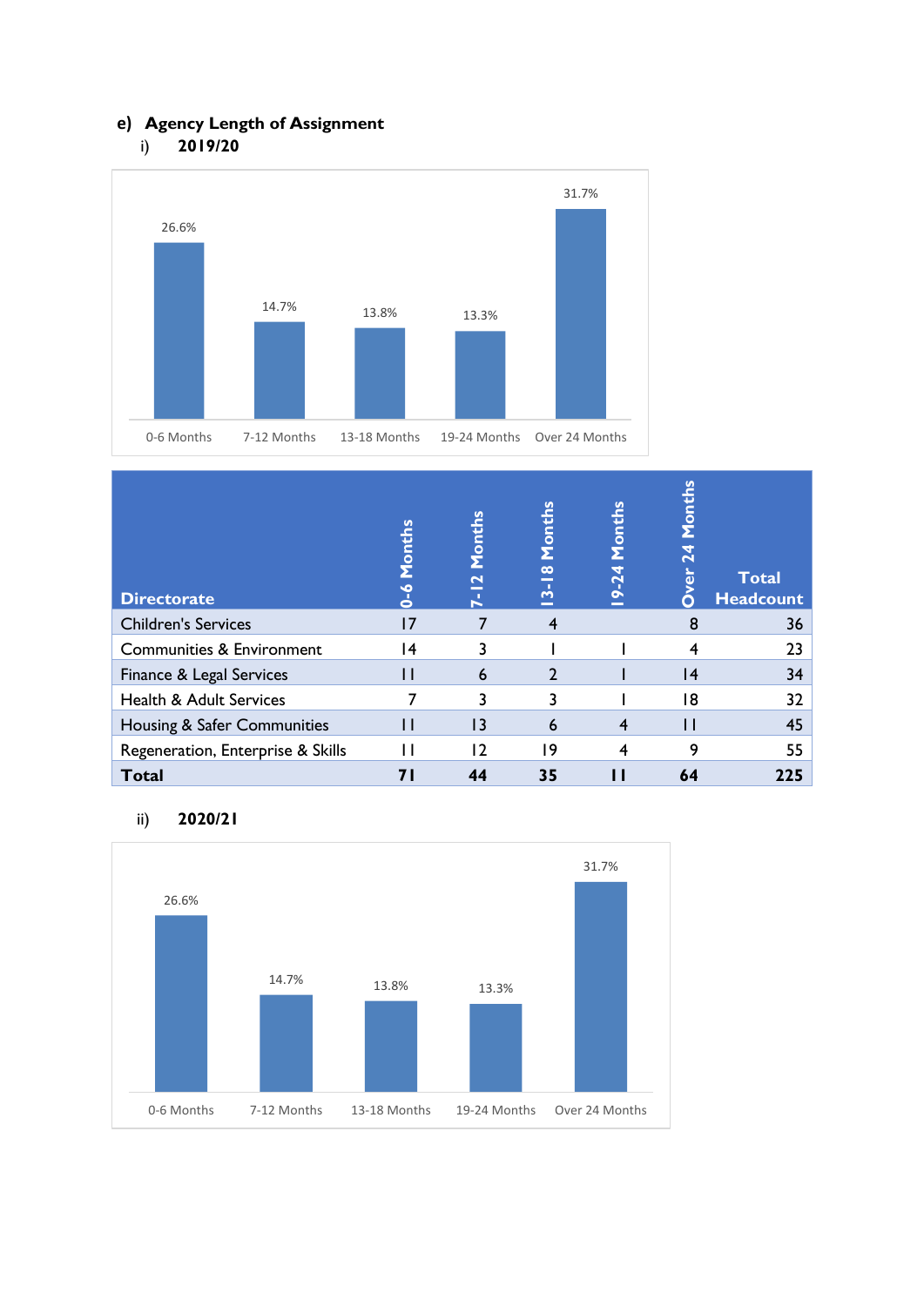## e) Agency Length of Assignment

### i) 2019/20

| 0-6 Months | 7-12 Months | 13-18 Months | 19-24 Months | Over 24 Months |
|---|---|---|---|---|
| 26.6% | 14.7% | 13.8% | 13.3% | 31.7% |

| Directorate | 0-6 Months | 7-12 Months | 13-18 Months | 19-24 Months | Over 24 Months | Total Headcount |
|---|---|---|---|---|---|---|
| Children's Services | 17 | 7 | 4 | | 8 | 36 |
| Communities & Environment | 14 | 3 | 1 | 1 | 4 | 23 |
| Finance & Legal Services | 11 | 6 | 2 | 1 | 14 | 34 |
| Health & Adult Services | 7 | 3 | 3 | 1 | 18 | 32 |
| Housing & Safer Communities | 11 | 13 | 6 | 4 | 11 | 45 |
| Regeneration, Enterprise & Skills | 11 | 12 | 19 | 4 | 9 | 55 |
| **Total** | **71** | **44** | **35** | **11** | **64** | **225** |

### ii) 2020/21

| 0-6 Months | 7-12 Months | 13-18 Months | 19-24 Months | Over 24 Months |
|---|---|---|---|---|
| 26.6% | 14.7% | 13.8% | 13.3% | 31.7% |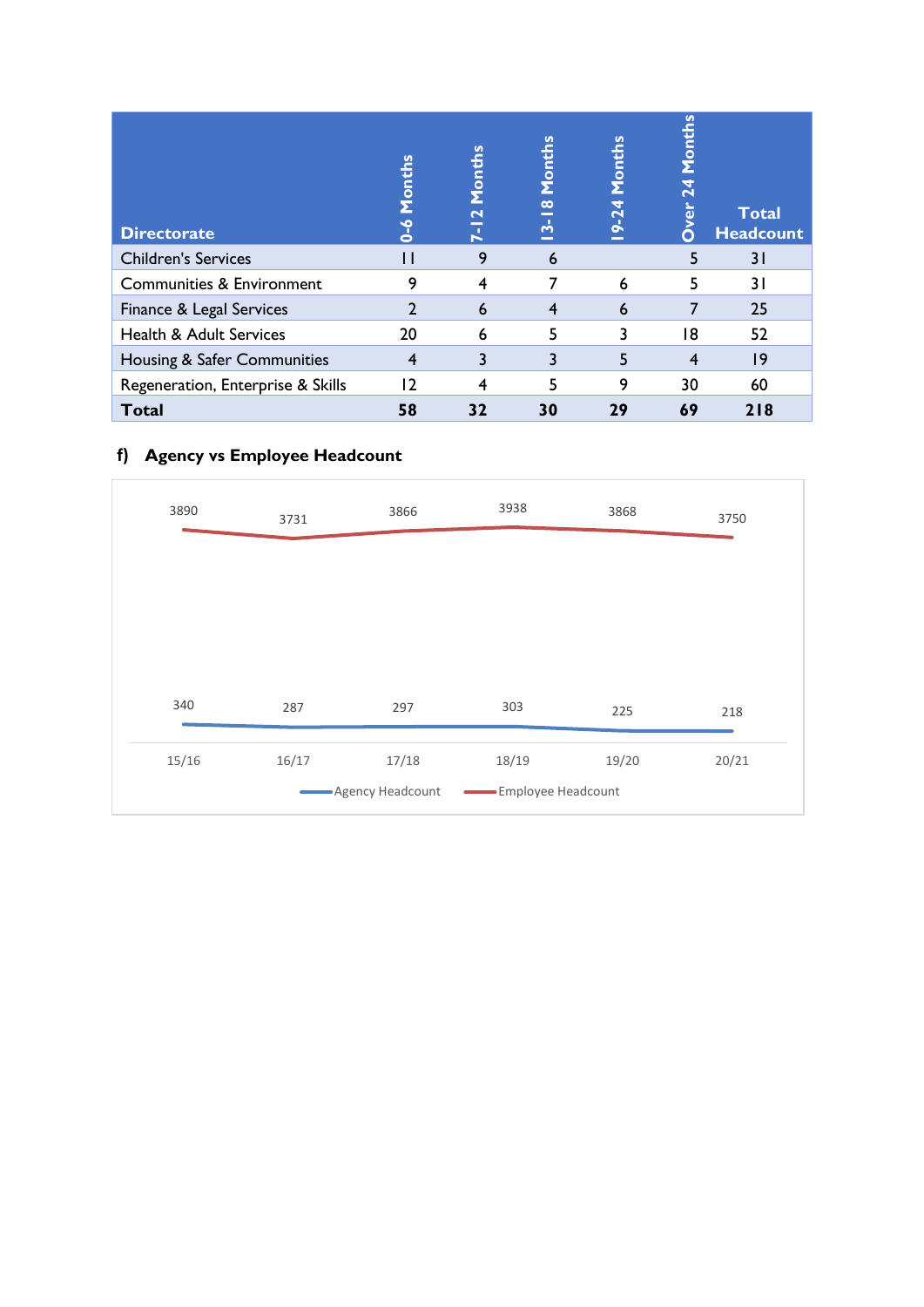| Directorate | 0-6 Months | 7-12 Months | 13-18 Months | 19-24 Months | Over 24 Months | Total Headcount |
|---|---|---|---|---|---|---|
| Children's Services | 11 | 9 | 6 | | 5 | 31 |
| Communities & Environment | 9 | 4 | 7 | 6 | 5 | 31 |
| Finance & Legal Services | 2 | 6 | 4 | 6 | 7 | 25 |
| Health & Adult Services | 20 | 6 | 5 | 3 | 18 | 52 |
| Housing & Safer Communities | 4 | 3 | 3 | 5 | 4 | 19 |
| Regeneration, Enterprise & Skills | 12 | 4 | 5 | 9 | 30 | 60 |
| **Total** | **58** | **32** | **30** | **29** | **69** | **218** |

### f) Agency vs Employee Headcount

| | 15/16 | 16/17 | 17/18 | 18/19 | 19/20 | 20/21 |
|---|---|---|---|---|---|---|
| Agency Headcount | 340 | 287 | 297 | 303 | 225 | 218 |
| Employee Headcount | 3890 | 3731 | 3866 | 3938 | 3868 | 3750 |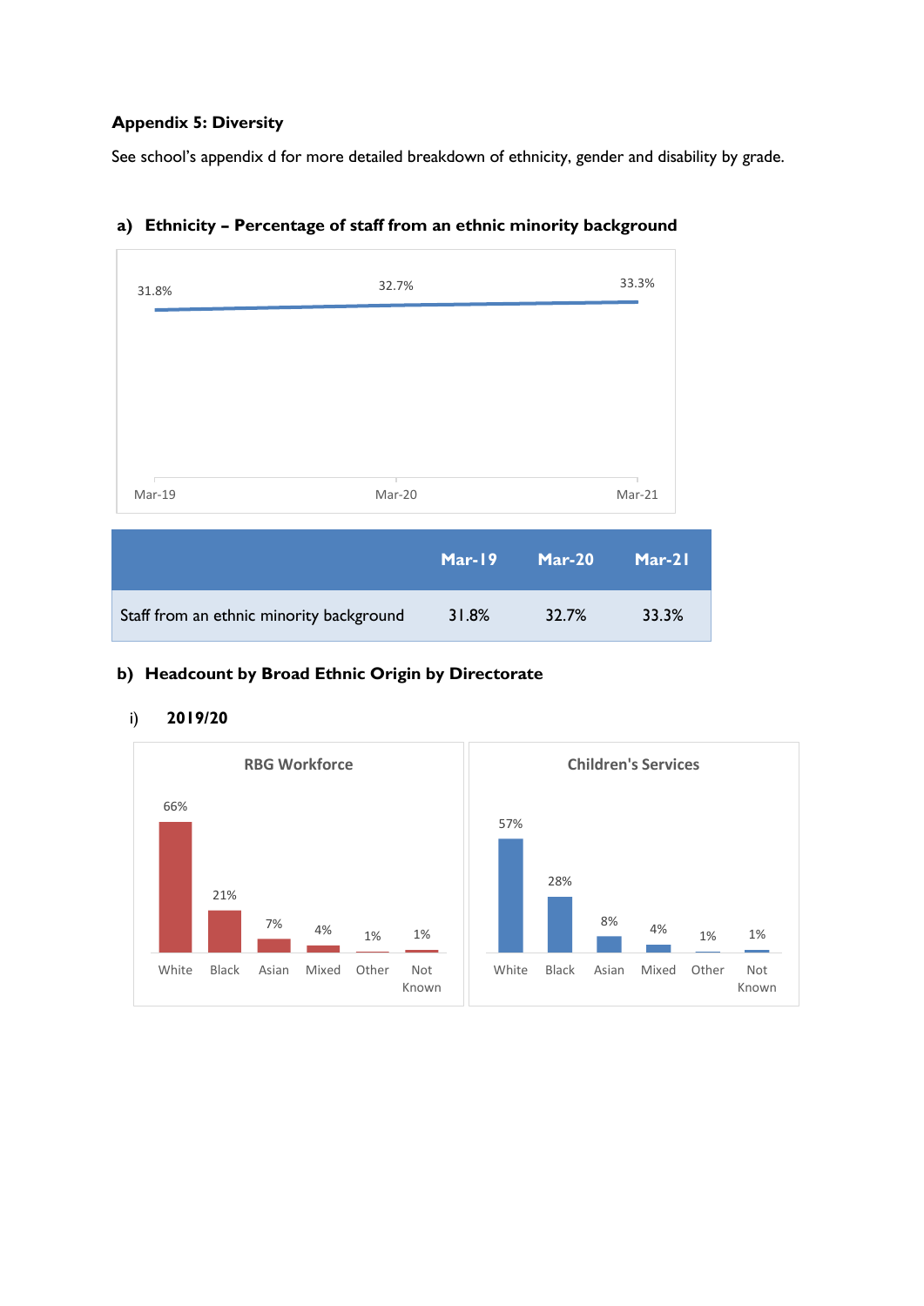**Appendix 5: Diversity**

See school's appendix d for more detailed breakdown of ethnicity, gender and disability by grade.

**a) Ethnicity – Percentage of staff from an ethnic minority background**

|  | Mar-19 | Mar-20 | Mar-21 |
|---|---|---|---|
| Staff from an ethnic minority background | 31.8% | 32.7% | 33.3% |

**b) Headcount by Broad Ethnic Origin by Directorate**

i) **2019/20**

RBG Workforce

| White | Black | Asian | Mixed | Other | Not Known |
|---|---|---|---|---|---|
| 66% | 21% | 7% | 4% | 1% | 1% |

Children's Services

| White | Black | Asian | Mixed | Other | Not Known |
|---|---|---|---|---|---|
| 57% | 28% | 8% | 4% | 1% | 1% |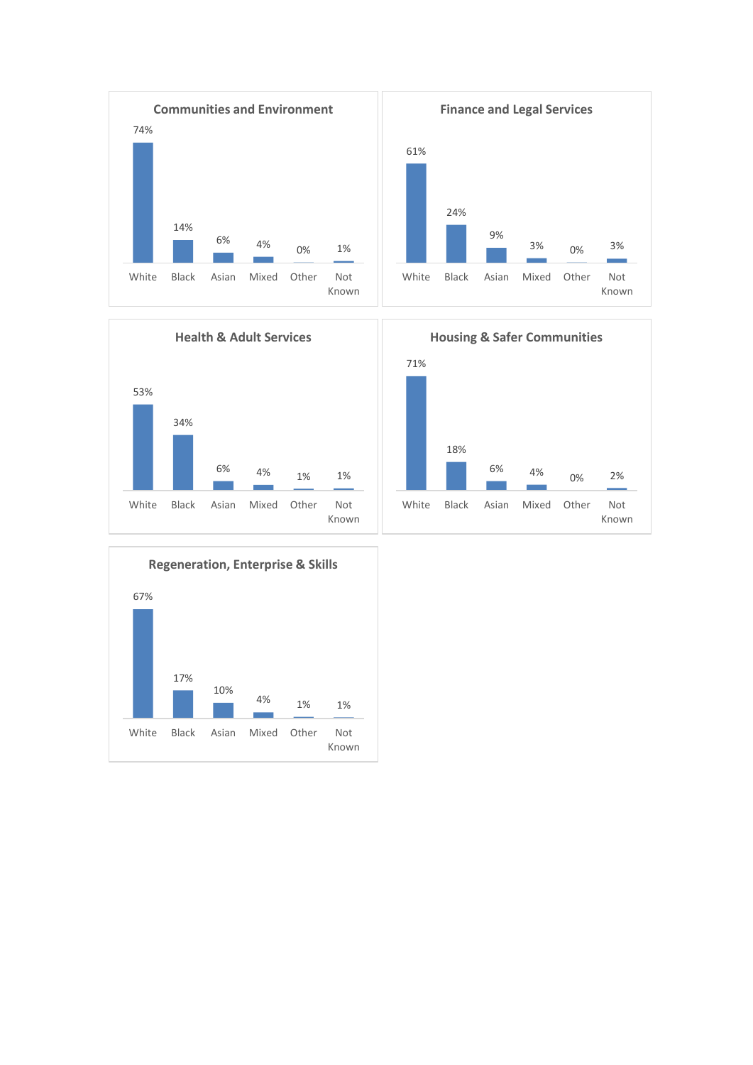**Communities and Environment**

| White | Black | Asian | Mixed | Other | Not Known |
|---|---|---|---|---|---|
| 74% | 14% | 6% | 4% | 0% | 1% |

**Finance and Legal Services**

| White | Black | Asian | Mixed | Other | Not Known |
|---|---|---|---|---|---|
| 61% | 24% | 9% | 3% | 0% | 3% |

**Health & Adult Services**

| White | Black | Asian | Mixed | Other | Not Known |
|---|---|---|---|---|---|
| 53% | 34% | 6% | 4% | 1% | 1% |

**Housing & Safer Communities**

| White | Black | Asian | Mixed | Other | Not Known |
|---|---|---|---|---|---|
| 71% | 18% | 6% | 4% | 0% | 2% |

**Regeneration, Enterprise & Skills**

| White | Black | Asian | Mixed | Other | Not Known |
|---|---|---|---|---|---|
| 67% | 17% | 10% | 4% | 1% | 1% |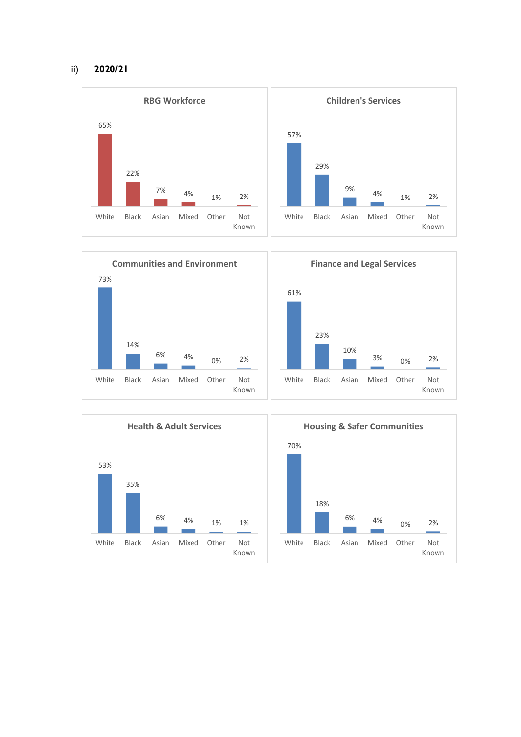ii) **2020/21**

**RBG Workforce**

| White | Black | Asian | Mixed | Other | Not Known |
|---|---|---|---|---|---|
| 65% | 22% | 7% | 4% | 1% | 2% |

**Children's Services**

| White | Black | Asian | Mixed | Other | Not Known |
|---|---|---|---|---|---|
| 57% | 29% | 9% | 4% | 1% | 2% |

**Communities and Environment**

| White | Black | Asian | Mixed | Other | Not Known |
|---|---|---|---|---|---|
| 73% | 14% | 6% | 4% | 0% | 2% |

**Finance and Legal Services**

| White | Black | Asian | Mixed | Other | Not Known |
|---|---|---|---|---|---|
| 61% | 23% | 10% | 3% | 0% | 2% |

**Health & Adult Services**

| White | Black | Asian | Mixed | Other | Not Known |
|---|---|---|---|---|---|
| 53% | 35% | 6% | 4% | 1% | 1% |

**Housing & Safer Communities**

| White | Black | Asian | Mixed | Other | Not Known |
|---|---|---|---|---|---|
| 70% | 18% | 6% | 4% | 0% | 2% |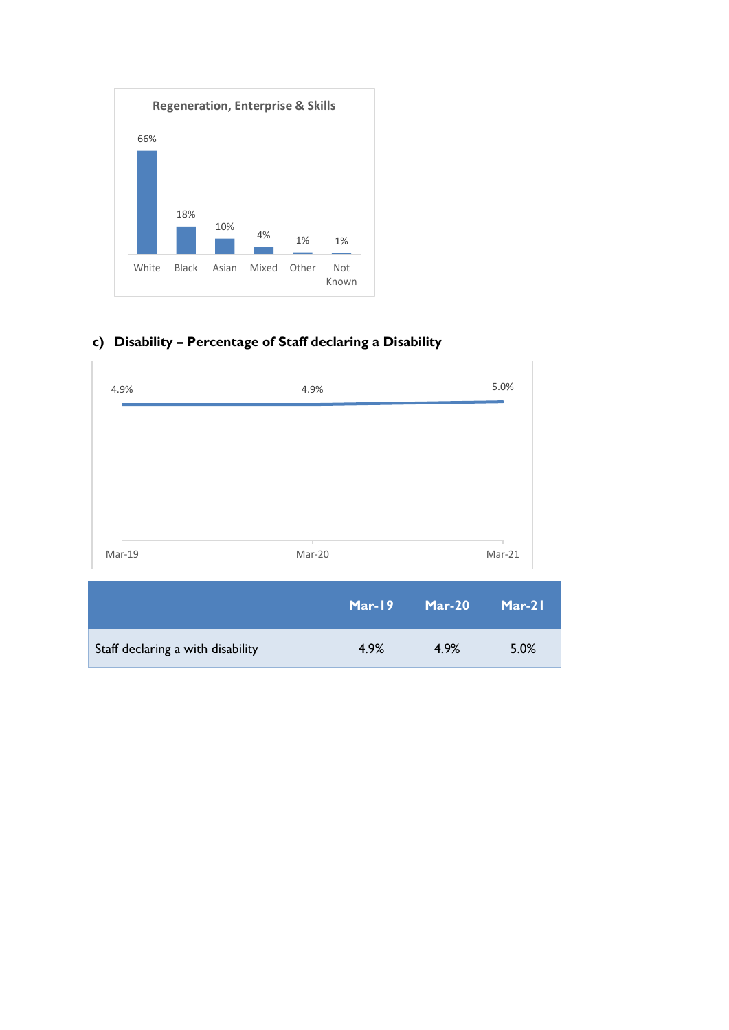**Regeneration, Enterprise & Skills**

| White | Black | Asian | Mixed | Other | Not Known |
|---|---|---|---|---|---|
| 66% | 18% | 10% | 4% | 1% | 1% |

### c) Disability – Percentage of Staff declaring a Disability

| Mar-19 | Mar-20 | Mar-21 |
|---|---|---|
| 4.9% | 4.9% | 5.0% |

| | Mar-19 | Mar-20 | Mar-21 |
|---|---|---|---|
| Staff declaring a with disability | 4.9% | 4.9% | 5.0% |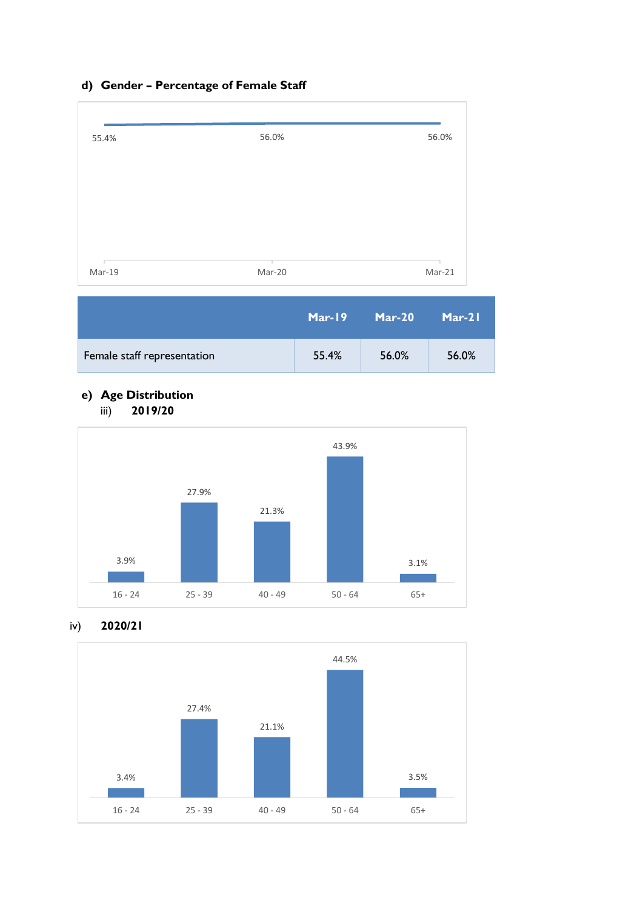### d) Gender – Percentage of Female Staff

| | Mar-19 | Mar-20 | Mar-21 |
|---|---|---|---|
| Female staff representation | 55.4% | 56.0% | 56.0% |

### e) Age Distribution

iii) **2019/20**

| 16 - 24 | 25 - 39 | 40 - 49 | 50 - 64 | 65+ |
|---|---|---|---|---|
| 3.9% | 27.9% | 21.3% | 43.9% | 3.1% |

iv) **2020/21**

| 16 - 24 | 25 - 39 | 40 - 49 | 50 - 64 | 65+ |
|---|---|---|---|---|
| 3.4% | 27.4% | 21.1% | 44.5% | 3.5% |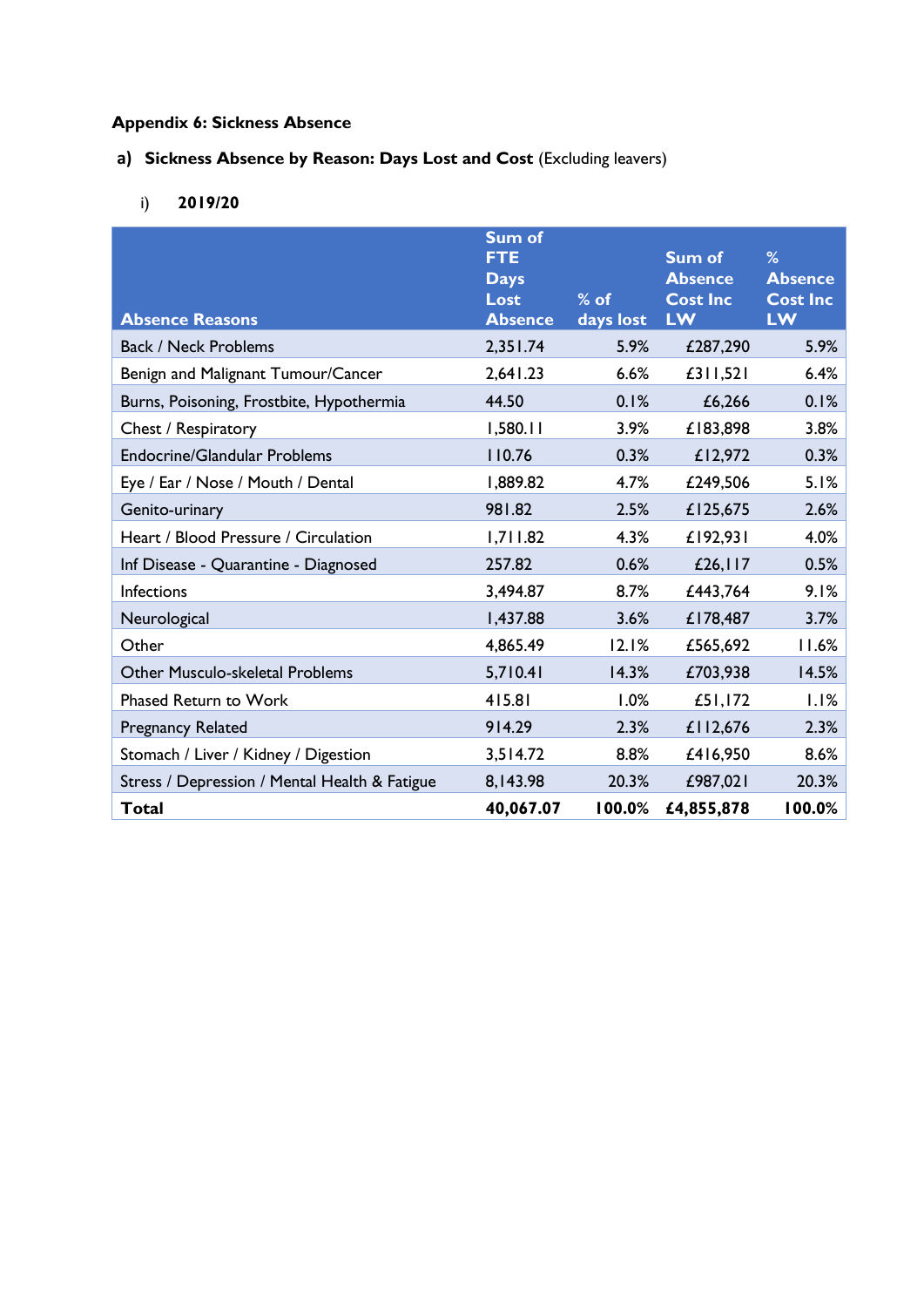**Appendix 6: Sickness Absence**

**a) Sickness Absence by Reason: Days Lost and Cost** (Excluding leavers)

i) **2019/20**

| Absence Reasons | Sum of FTE Days Lost Absence | % of days lost | Sum of Absence Cost Inc LW | % Absence Cost Inc LW |
|---|---|---|---|---|
| Back / Neck Problems | 2,351.74 | 5.9% | £287,290 | 5.9% |
| Benign and Malignant Tumour/Cancer | 2,641.23 | 6.6% | £311,521 | 6.4% |
| Burns, Poisoning, Frostbite, Hypothermia | 44.50 | 0.1% | £6,266 | 0.1% |
| Chest / Respiratory | 1,580.11 | 3.9% | £183,898 | 3.8% |
| Endocrine/Glandular Problems | 110.76 | 0.3% | £12,972 | 0.3% |
| Eye / Ear / Nose / Mouth / Dental | 1,889.82 | 4.7% | £249,506 | 5.1% |
| Genito-urinary | 981.82 | 2.5% | £125,675 | 2.6% |
| Heart / Blood Pressure / Circulation | 1,711.82 | 4.3% | £192,931 | 4.0% |
| Inf Disease - Quarantine - Diagnosed | 257.82 | 0.6% | £26,117 | 0.5% |
| Infections | 3,494.87 | 8.7% | £443,764 | 9.1% |
| Neurological | 1,437.88 | 3.6% | £178,487 | 3.7% |
| Other | 4,865.49 | 12.1% | £565,692 | 11.6% |
| Other Musculo-skeletal Problems | 5,710.41 | 14.3% | £703,938 | 14.5% |
| Phased Return to Work | 415.81 | 1.0% | £51,172 | 1.1% |
| Pregnancy Related | 914.29 | 2.3% | £112,676 | 2.3% |
| Stomach / Liver / Kidney / Digestion | 3,514.72 | 8.8% | £416,950 | 8.6% |
| Stress / Depression / Mental Health & Fatigue | 8,143.98 | 20.3% | £987,021 | 20.3% |
| **Total** | **40,067.07** | **100.0%** | **£4,855,878** | **100.0%** |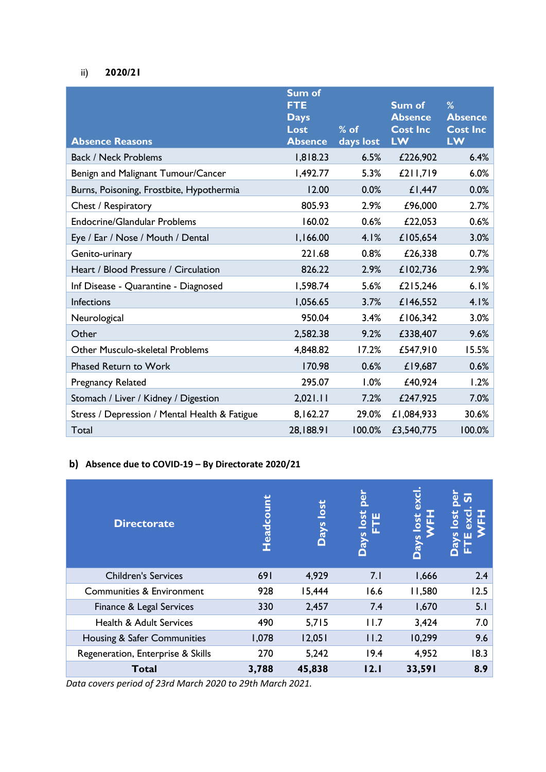ii) **2020/21**

| Absence Reasons | Sum of FTE Days Lost Absence | % of days lost | Sum of Absence Cost Inc LW | % Absence Cost Inc LW |
|---|---|---|---|---|
| Back / Neck Problems | 1,818.23 | 6.5% | £226,902 | 6.4% |
| Benign and Malignant Tumour/Cancer | 1,492.77 | 5.3% | £211,719 | 6.0% |
| Burns, Poisoning, Frostbite, Hypothermia | 12.00 | 0.0% | £1,447 | 0.0% |
| Chest / Respiratory | 805.93 | 2.9% | £96,000 | 2.7% |
| Endocrine/Glandular Problems | 160.02 | 0.6% | £22,053 | 0.6% |
| Eye / Ear / Nose / Mouth / Dental | 1,166.00 | 4.1% | £105,654 | 3.0% |
| Genito-urinary | 221.68 | 0.8% | £26,338 | 0.7% |
| Heart / Blood Pressure / Circulation | 826.22 | 2.9% | £102,736 | 2.9% |
| Inf Disease - Quarantine - Diagnosed | 1,598.74 | 5.6% | £215,246 | 6.1% |
| Infections | 1,056.65 | 3.7% | £146,552 | 4.1% |
| Neurological | 950.04 | 3.4% | £106,342 | 3.0% |
| Other | 2,582.38 | 9.2% | £338,407 | 9.6% |
| Other Musculo-skeletal Problems | 4,848.82 | 17.2% | £547,910 | 15.5% |
| Phased Return to Work | 170.98 | 0.6% | £19,687 | 0.6% |
| Pregnancy Related | 295.07 | 1.0% | £40,924 | 1.2% |
| Stomach / Liver / Kidney / Digestion | 2,021.11 | 7.2% | £247,925 | 7.0% |
| Stress / Depression / Mental Health & Fatigue | 8,162.27 | 29.0% | £1,084,933 | 30.6% |
| Total | 28,188.91 | 100.0% | £3,540,775 | 100.0% |

**b) Absence due to COVID-19 – By Directorate 2020/21**

| Directorate | Headcount | Days lost | Days lost per FTE | Days lost excl. WFH | Days lost per FTE excl. SI WFH |
|---|---|---|---|---|---|
| Children's Services | 691 | 4,929 | 7.1 | 1,666 | 2.4 |
| Communities & Environment | 928 | 15,444 | 16.6 | 11,580 | 12.5 |
| Finance & Legal Services | 330 | 2,457 | 7.4 | 1,670 | 5.1 |
| Health & Adult Services | 490 | 5,715 | 11.7 | 3,424 | 7.0 |
| Housing & Safer Communities | 1,078 | 12,051 | 11.2 | 10,299 | 9.6 |
| Regeneration, Enterprise & Skills | 270 | 5,242 | 19.4 | 4,952 | 18.3 |
| **Total** | **3,788** | **45,838** | **12.1** | **33,591** | **8.9** |

*Data covers period of 23rd March 2020 to 29th March 2021.*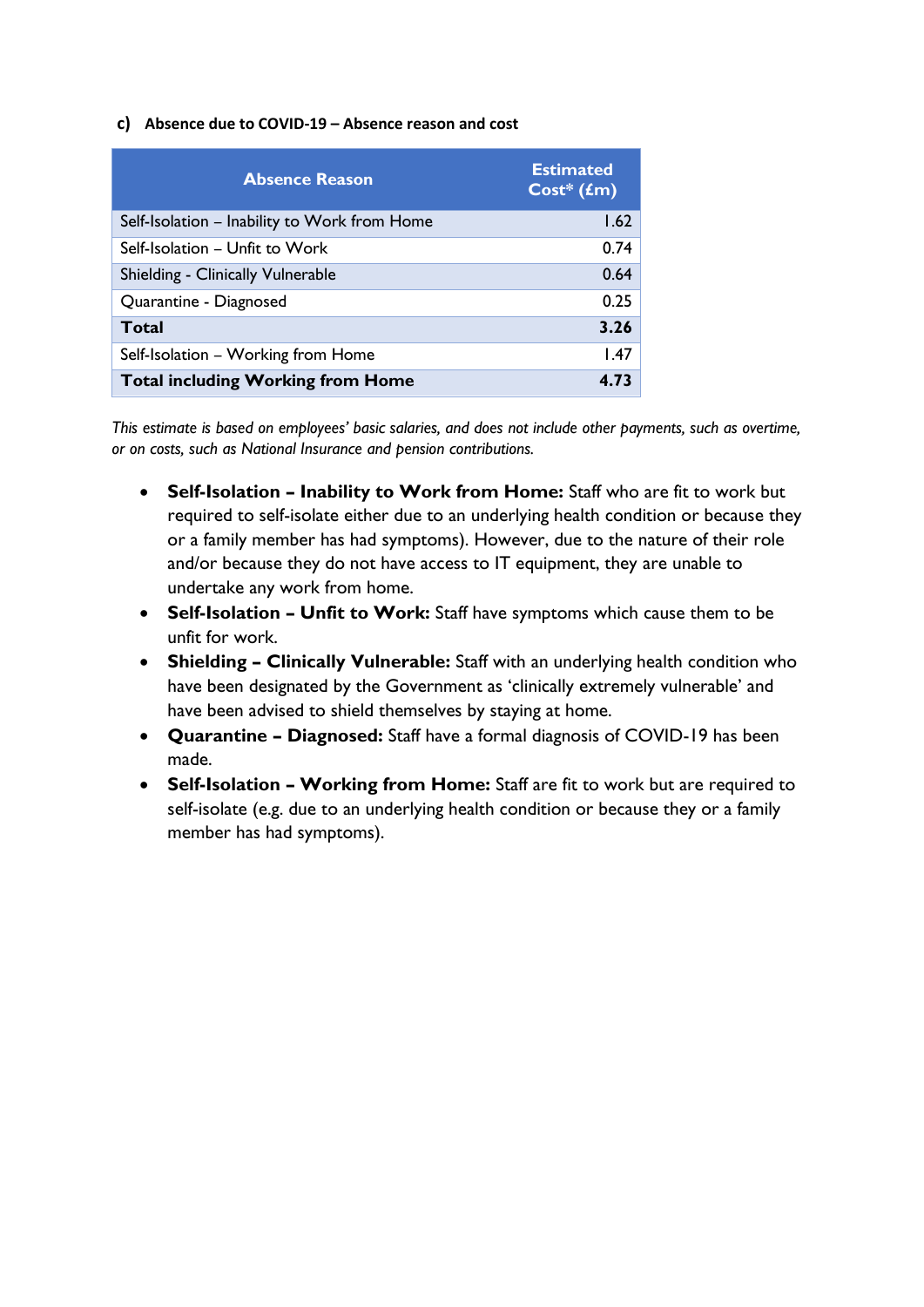### c) Absence due to COVID-19 – Absence reason and cost

| Absence Reason | Estimated Cost* (£m) |
|---|---|
| Self-Isolation – Inability to Work from Home | 1.62 |
| Self-Isolation – Unfit to Work | 0.74 |
| Shielding - Clinically Vulnerable | 0.64 |
| Quarantine - Diagnosed | 0.25 |
| **Total** | **3.26** |
| Self-Isolation – Working from Home | 1.47 |
| **Total including Working from Home** | **4.73** |

*This estimate is based on employees' basic salaries, and does not include other payments, such as overtime, or on costs, such as National Insurance and pension contributions.*

- **Self-Isolation – Inability to Work from Home:** Staff who are fit to work but required to self-isolate either due to an underlying health condition or because they or a family member has had symptoms). However, due to the nature of their role and/or because they do not have access to IT equipment, they are unable to undertake any work from home.
- **Self-Isolation – Unfit to Work:** Staff have symptoms which cause them to be unfit for work.
- **Shielding – Clinically Vulnerable:** Staff with an underlying health condition who have been designated by the Government as 'clinically extremely vulnerable' and have been advised to shield themselves by staying at home.
- **Quarantine – Diagnosed:** Staff have a formal diagnosis of COVID-19 has been made.
- **Self-Isolation – Working from Home:** Staff are fit to work but are required to self-isolate (e.g. due to an underlying health condition or because they or a family member has had symptoms).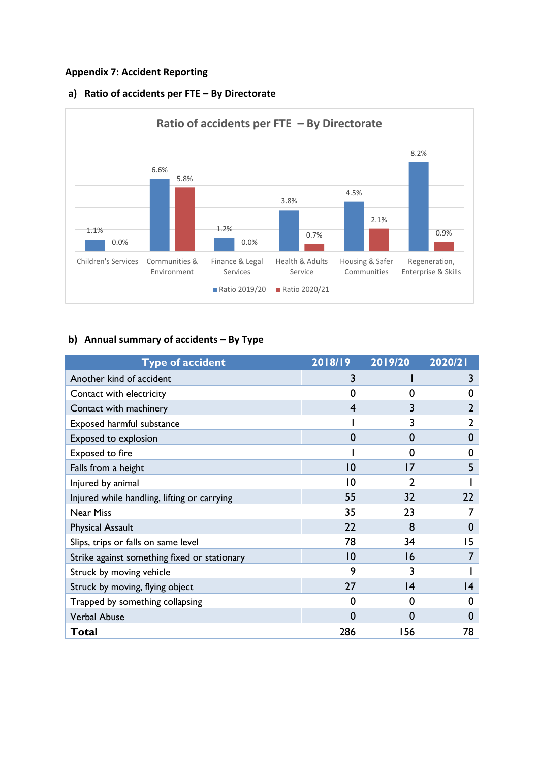## Appendix 7: Accident Reporting

### a) Ratio of accidents per FTE – By Directorate

Ratio of accidents per FTE – By Directorate

| Directorate | Ratio 2019/20 | Ratio 2020/21 |
|---|---|---|
| Children's Services | 1.1% | 0.0% |
| Communities & Environment | 6.6% | 5.8% |
| Finance & Legal Services | 1.2% | 0.0% |
| Health & Adults Service | 3.8% | 0.7% |
| Housing & Safer Communities | 4.5% | 2.1% |
| Regeneration, Enterprise & Skills | 8.2% | 0.9% |

### b) Annual summary of accidents – By Type

| Type of accident | 2018/19 | 2019/20 | 2020/21 |
|---|---|---|---|
| Another kind of accident | 3 | 1 | 3 |
| Contact with electricity | 0 | 0 | 0 |
| Contact with machinery | 4 | 3 | 2 |
| Exposed harmful substance | 1 | 3 | 2 |
| Exposed to explosion | 0 | 0 | 0 |
| Exposed to fire | 1 | 0 | 0 |
| Falls from a height | 10 | 17 | 5 |
| Injured by animal | 10 | 2 | 1 |
| Injured while handling, lifting or carrying | 55 | 32 | 22 |
| Near Miss | 35 | 23 | 7 |
| Physical Assault | 22 | 8 | 0 |
| Slips, trips or falls on same level | 78 | 34 | 15 |
| Strike against something fixed or stationary | 10 | 16 | 7 |
| Struck by moving vehicle | 9 | 3 | 1 |
| Struck by moving, flying object | 27 | 14 | 14 |
| Trapped by something collapsing | 0 | 0 | 0 |
| Verbal Abuse | 0 | 0 | 0 |
| **Total** | 286 | 156 | 78 |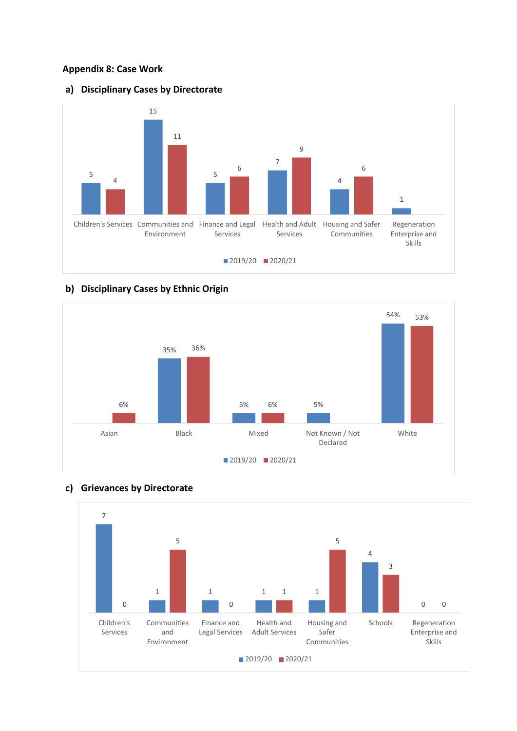## Appendix 8: Case Work

### a) Disciplinary Cases by Directorate

| Directorate | 2019/20 | 2020/21 |
|---|---|---|
| Children's Services | 5 | 4 |
| Communities and Environment | 15 | 11 |
| Finance and Legal Services | 5 | 6 |
| Health and Adult Services | 7 | 9 |
| Housing and Safer Communities | 4 | 6 |
| Regeneration Enterprise and Skills | 1 | |

### b) Disciplinary Cases by Ethnic Origin

| Ethnic Origin | 2019/20 | 2020/21 |
|---|---|---|
| Asian | | 6% |
| Black | 35% | 36% |
| Mixed | 5% | 6% |
| Not Known / Not Declared | 5% | |
| White | 54% | 53% |

### c) Grievances by Directorate

| Directorate | 2019/20 | 2020/21 |
|---|---|---|
| Children's Services | 7 | 0 |
| Communities and Environment | 1 | 5 |
| Finance and Legal Services | 1 | 0 |
| Health and Adult Services | 1 | 1 |
| Housing and Safer Communities | 1 | 5 |
| Schools | 4 | 3 |
| Regeneration Enterprise and Skills | 0 | 0 |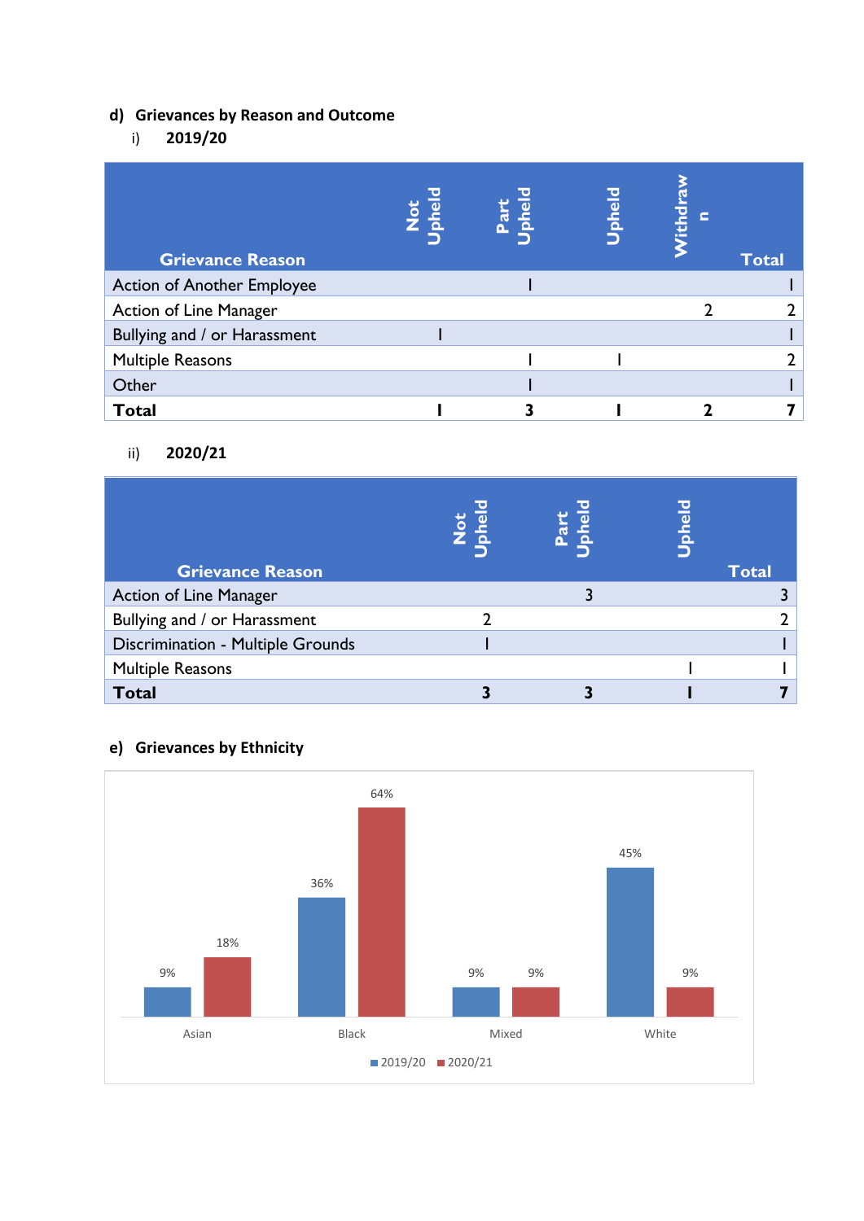## d) Grievances by Reason and Outcome

### i) 2019/20

| Grievance Reason | Not Upheld | Part Upheld | Upheld | Withdrawn | Total |
|---|---|---|---|---|---|
| Action of Another Employee | | 1 | | | 1 |
| Action of Line Manager | | | | 2 | 2 |
| Bullying and / or Harassment | 1 | | | | 1 |
| Multiple Reasons | | 1 | 1 | | 2 |
| Other | | 1 | | | 1 |
| **Total** | **1** | **3** | **1** | **2** | **7** |

### ii) 2020/21

| Grievance Reason | Not Upheld | Part Upheld | Upheld | Total |
|---|---|---|---|---|
| Action of Line Manager | | 3 | | 3 |
| Bullying and / or Harassment | 2 | | | 2 |
| Discrimination - Multiple Grounds | 1 | | | 1 |
| Multiple Reasons | | | 1 | 1 |
| **Total** | **3** | **3** | **1** | **7** |

## e) Grievances by Ethnicity

| | Asian | Black | Mixed | White |
|---|---|---|---|---|
| 2019/20 | 9% | 36% | 9% | 45% |
| 2020/21 | 18% | 64% | 9% | 9% |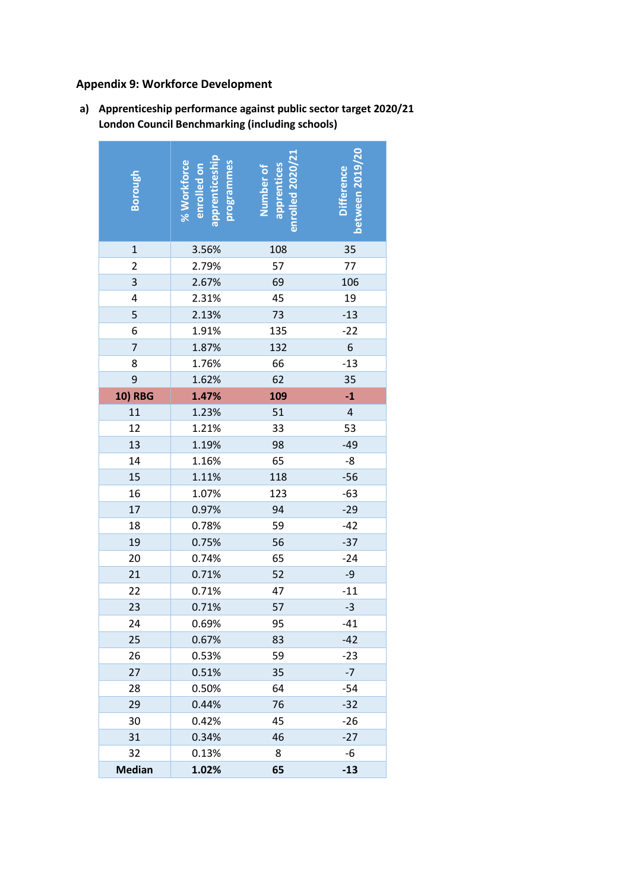**Appendix 9: Workforce Development**

a) **Apprenticeship performance against public sector target 2020/21 London Council Benchmarking (including schools)**

| Borough | % Workforce enrolled on apprenticeship programmes | Number of apprentices enrolled 2020/21 | Difference between 2019/20 |
|---|---|---|---|
| 1 | 3.56% | 108 | 35 |
| 2 | 2.79% | 57 | 77 |
| 3 | 2.67% | 69 | 106 |
| 4 | 2.31% | 45 | 19 |
| 5 | 2.13% | 73 | -13 |
| 6 | 1.91% | 135 | -22 |
| 7 | 1.87% | 132 | 6 |
| 8 | 1.76% | 66 | -13 |
| 9 | 1.62% | 62 | 35 |
| **10) RBG** | **1.47%** | **109** | **-1** |
| 11 | 1.23% | 51 | 4 |
| 12 | 1.21% | 33 | 53 |
| 13 | 1.19% | 98 | -49 |
| 14 | 1.16% | 65 | -8 |
| 15 | 1.11% | 118 | -56 |
| 16 | 1.07% | 123 | -63 |
| 17 | 0.97% | 94 | -29 |
| 18 | 0.78% | 59 | -42 |
| 19 | 0.75% | 56 | -37 |
| 20 | 0.74% | 65 | -24 |
| 21 | 0.71% | 52 | -9 |
| 22 | 0.71% | 47 | -11 |
| 23 | 0.71% | 57 | -3 |
| 24 | 0.69% | 95 | -41 |
| 25 | 0.67% | 83 | -42 |
| 26 | 0.53% | 59 | -23 |
| 27 | 0.51% | 35 | -7 |
| 28 | 0.50% | 64 | -54 |
| 29 | 0.44% | 76 | -32 |
| 30 | 0.42% | 45 | -26 |
| 31 | 0.34% | 46 | -27 |
| 32 | 0.13% | 8 | -6 |
| **Median** | **1.02%** | **65** | **-13** |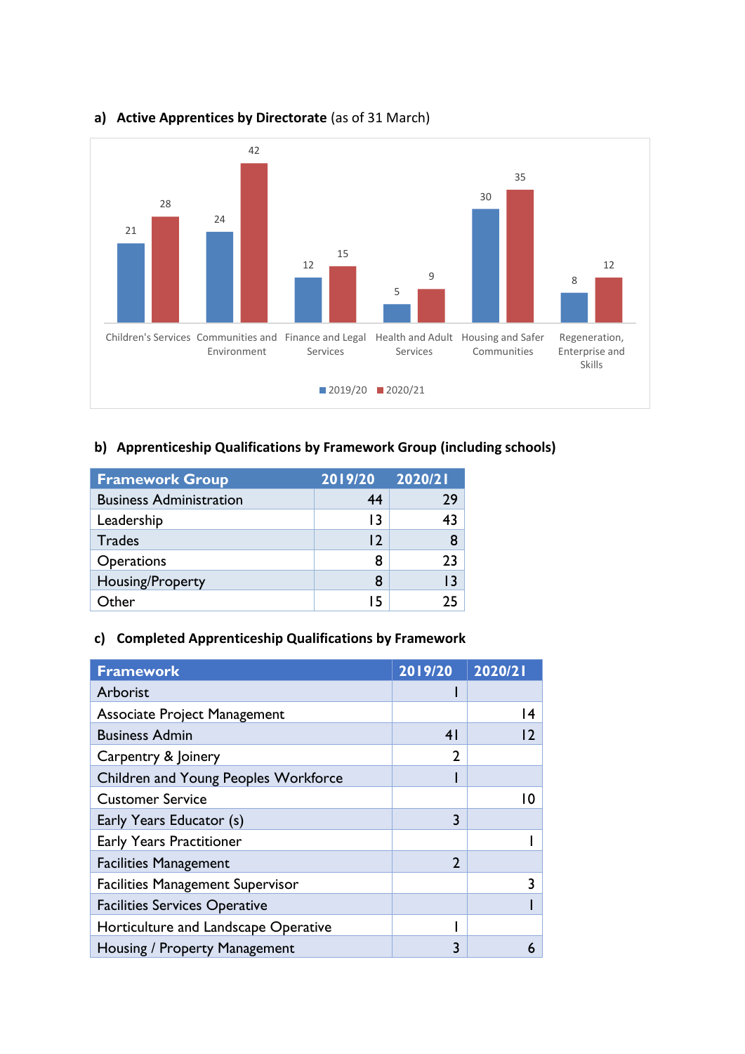**a) Active Apprentices by Directorate** (as of 31 March)

| Directorate | 2019/20 | 2020/21 |
|---|---|---|
| Children's Services | 21 | 28 |
| Communities and Environment | 24 | 42 |
| Finance and Legal Services | 12 | 15 |
| Health and Adult Services | 5 | 9 |
| Housing and Safer Communities | 30 | 35 |
| Regeneration, Enterprise and Skills | 8 | 12 |

**b) Apprenticeship Qualifications by Framework Group (including schools)**

| Framework Group | 2019/20 | 2020/21 |
|---|---|---|
| Business Administration | 44 | 29 |
| Leadership | 13 | 43 |
| Trades | 12 | 8 |
| Operations | 8 | 23 |
| Housing/Property | 8 | 13 |
| Other | 15 | 25 |

**c) Completed Apprenticeship Qualifications by Framework**

| Framework | 2019/20 | 2020/21 |
|---|---|---|
| Arborist | 1 | |
| Associate Project Management | | 14 |
| Business Admin | 41 | 12 |
| Carpentry & Joinery | 2 | |
| Children and Young Peoples Workforce | 1 | |
| Customer Service | | 10 |
| Early Years Educator (s) | 3 | |
| Early Years Practitioner | | 1 |
| Facilities Management | 2 | |
| Facilities Management Supervisor | | 3 |
| Facilities Services Operative | | 1 |
| Horticulture and Landscape Operative | 1 | |
| Housing / Property Management | 3 | 6 |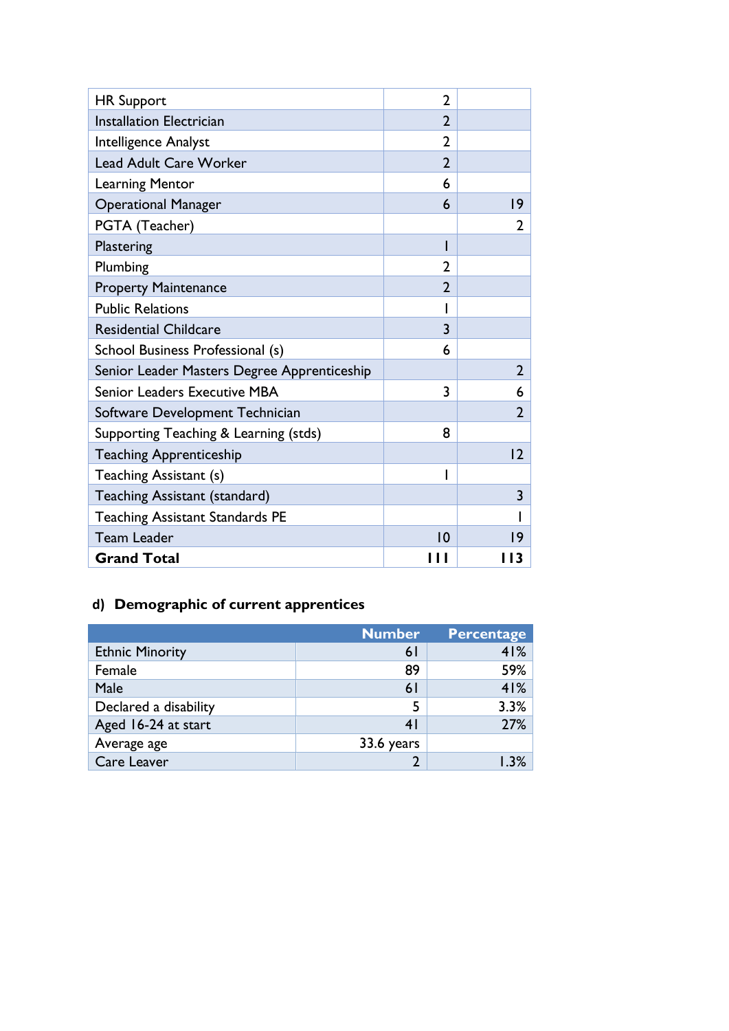| | | |
|---|---|---|
| HR Support | 2 | |
| Installation Electrician | 2 | |
| Intelligence Analyst | 2 | |
| Lead Adult Care Worker | 2 | |
| Learning Mentor | 6 | |
| Operational Manager | 6 | 19 |
| PGTA (Teacher) | | 2 |
| Plastering | 1 | |
| Plumbing | 2 | |
| Property Maintenance | 2 | |
| Public Relations | 1 | |
| Residential Childcare | 3 | |
| School Business Professional (s) | 6 | |
| Senior Leader Masters Degree Apprenticeship | | 2 |
| Senior Leaders Executive MBA | 3 | 6 |
| Software Development Technician | | 2 |
| Supporting Teaching & Learning (stds) | 8 | |
| Teaching Apprenticeship | | 12 |
| Teaching Assistant (s) | 1 | |
| Teaching Assistant (standard) | | 3 |
| Teaching Assistant Standards PE | | 1 |
| Team Leader | 10 | 19 |
| **Grand Total** | **111** | **113** |

### d) Demographic of current apprentices

| | Number | Percentage |
|---|---|---|
| Ethnic Minority | 61 | 41% |
| Female | 89 | 59% |
| Male | 61 | 41% |
| Declared a disability | 5 | 3.3% |
| Aged 16-24 at start | 41 | 27% |
| Average age | 33.6 years | |
| Care Leaver | 2 | 1.3% |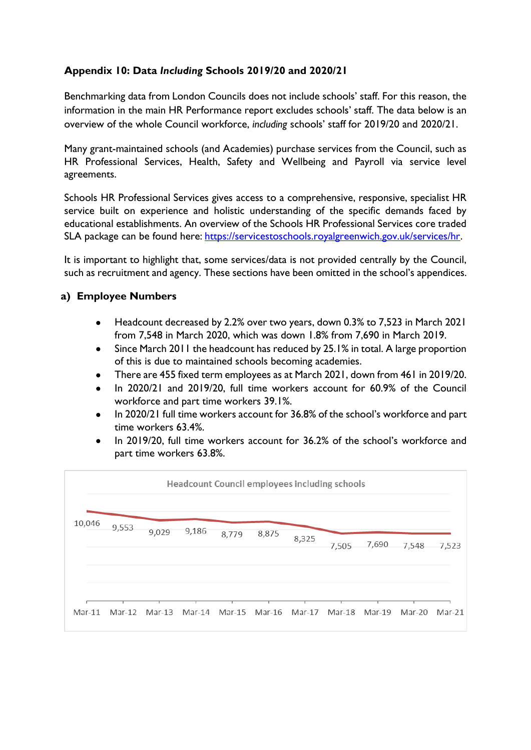**Appendix 10: Data *Including* Schools 2019/20 and 2020/21**

Benchmarking data from London Councils does not include schools' staff. For this reason, the information in the main HR Performance report excludes schools' staff. The data below is an overview of the whole Council workforce, *including* schools' staff for 2019/20 and 2020/21.

Many grant-maintained schools (and Academies) purchase services from the Council, such as HR Professional Services, Health, Safety and Wellbeing and Payroll via service level agreements.

Schools HR Professional Services gives access to a comprehensive, responsive, specialist HR service built on experience and holistic understanding of the specific demands faced by educational establishments. An overview of the Schools HR Professional Services core traded SLA package can be found here: https://servicestoschools.royalgreenwich.gov.uk/services/hr.

It is important to highlight that, some services/data is not provided centrally by the Council, such as recruitment and agency. These sections have been omitted in the school's appendices.

**a) Employee Numbers**

- Headcount decreased by 2.2% over two years, down 0.3% to 7,523 in March 2021 from 7,548 in March 2020, which was down 1.8% from 7,690 in March 2019.
- Since March 2011 the headcount has reduced by 25.1% in total. A large proportion of this is due to maintained schools becoming academies.
- There are 455 fixed term employees as at March 2021, down from 461 in 2019/20.
- In 2020/21 and 2019/20, full time workers account for 60.9% of the Council workforce and part time workers 39.1%.
- In 2020/21 full time workers account for 36.8% of the school's workforce and part time workers 63.4%.
- In 2019/20, full time workers account for 36.2% of the school's workforce and part time workers 63.8%.

Headcount Council employees including schools

| Mar-11 | Mar-12 | Mar-13 | Mar-14 | Mar-15 | Mar-16 | Mar-17 | Mar-18 | Mar-19 | Mar-20 | Mar-21 |
|---|---|---|---|---|---|---|---|---|---|---|
| 10,046 | 9,553 | 9,029 | 9,186 | 8,779 | 8,875 | 8,325 | 7,505 | 7,690 | 7,548 | 7,523 |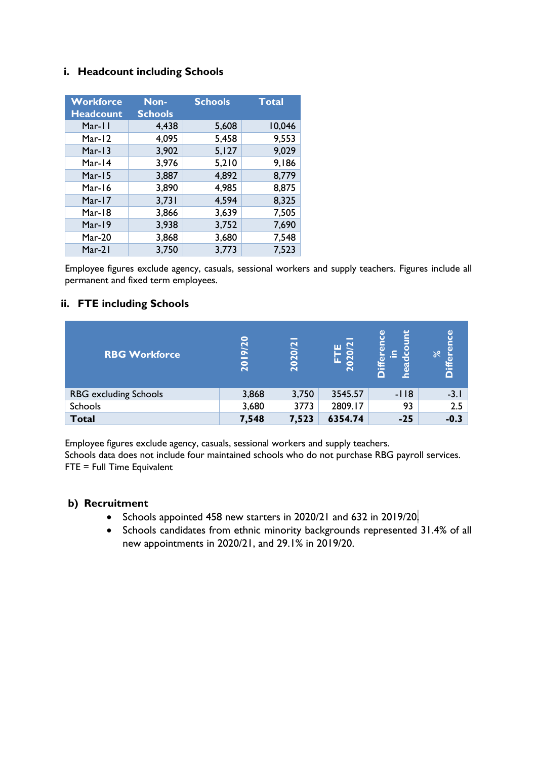### i. Headcount including Schools

| Workforce Headcount | Non-Schools | Schools | Total |
|---|---|---|---|
| Mar-11 | 4,438 | 5,608 | 10,046 |
| Mar-12 | 4,095 | 5,458 | 9,553 |
| Mar-13 | 3,902 | 5,127 | 9,029 |
| Mar-14 | 3,976 | 5,210 | 9,186 |
| Mar-15 | 3,887 | 4,892 | 8,779 |
| Mar-16 | 3,890 | 4,985 | 8,875 |
| Mar-17 | 3,731 | 4,594 | 8,325 |
| Mar-18 | 3,866 | 3,639 | 7,505 |
| Mar-19 | 3,938 | 3,752 | 7,690 |
| Mar-20 | 3,868 | 3,680 | 7,548 |
| Mar-21 | 3,750 | 3,773 | 7,523 |

Employee figures exclude agency, casuals, sessional workers and supply teachers. Figures include all permanent and fixed term employees.

### ii. FTE including Schools

| RBG Workforce | 2019/20 | 2020/21 | FTE 2020/21 | Difference in headcount | % Difference |
|---|---|---|---|---|---|
| RBG excluding Schools | 3,868 | 3,750 | 3545.57 | -118 | -3.1 |
| Schools | 3,680 | 3773 | 2809.17 | 93 | 2.5 |
| **Total** | **7,548** | **7,523** | **6354.74** | **-25** | **-0.3** |

Employee figures exclude agency, casuals, sessional workers and supply teachers.
Schools data does not include four maintained schools who do not purchase RBG payroll services.
FTE = Full Time Equivalent

## b) Recruitment

- Schools appointed 458 new starters in 2020/21 and 632 in 2019/20.
- Schools candidates from ethnic minority backgrounds represented 31.4% of all new appointments in 2020/21, and 29.1% in 2019/20.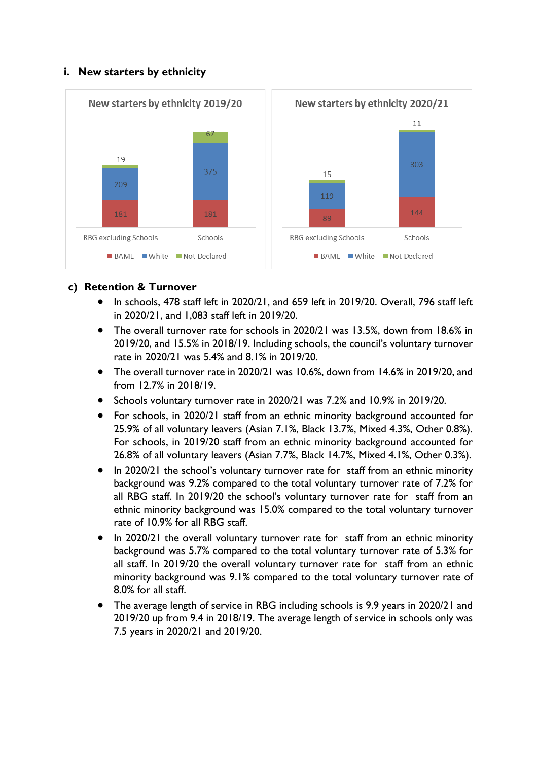### i. New starters by ethnicity

**New starters by ethnicity 2019/20**

| | BAME | White | Not Declared |
|---|---|---|---|
| RBG excluding Schools | 181 | 209 | 19 |
| Schools | 181 | 375 | 67 |

**New starters by ethnicity 2020/21**

| | BAME | White | Not Declared |
|---|---|---|---|
| RBG excluding Schools | 89 | 119 | 15 |
| Schools | 144 | 303 | 11 |

### c) Retention & Turnover

- In schools, 478 staff left in 2020/21, and 659 left in 2019/20. Overall, 796 staff left in 2020/21, and 1,083 staff left in 2019/20.
- The overall turnover rate for schools in 2020/21 was 13.5%, down from 18.6% in 2019/20, and 15.5% in 2018/19. Including schools, the council's voluntary turnover rate in 2020/21 was 5.4% and 8.1% in 2019/20.
- The overall turnover rate in 2020/21 was 10.6%, down from 14.6% in 2019/20, and from 12.7% in 2018/19.
- Schools voluntary turnover rate in 2020/21 was 7.2% and 10.9% in 2019/20.
- For schools, in 2020/21 staff from an ethnic minority background accounted for 25.9% of all voluntary leavers (Asian 7.1%, Black 13.7%, Mixed 4.3%, Other 0.8%). For schools, in 2019/20 staff from an ethnic minority background accounted for 26.8% of all voluntary leavers (Asian 7.7%, Black 14.7%, Mixed 4.1%, Other 0.3%).
- In 2020/21 the school's voluntary turnover rate for staff from an ethnic minority background was 9.2% compared to the total voluntary turnover rate of 7.2% for all RBG staff. In 2019/20 the school's voluntary turnover rate for staff from an ethnic minority background was 15.0% compared to the total voluntary turnover rate of 10.9% for all RBG staff.
- In 2020/21 the overall voluntary turnover rate for staff from an ethnic minority background was 5.7% compared to the total voluntary turnover rate of 5.3% for all staff. In 2019/20 the overall voluntary turnover rate for staff from an ethnic minority background was 9.1% compared to the total voluntary turnover rate of 8.0% for all staff.
- The average length of service in RBG including schools is 9.9 years in 2020/21 and 2019/20 up from 9.4 in 2018/19. The average length of service in schools only was 7.5 years in 2020/21 and 2019/20.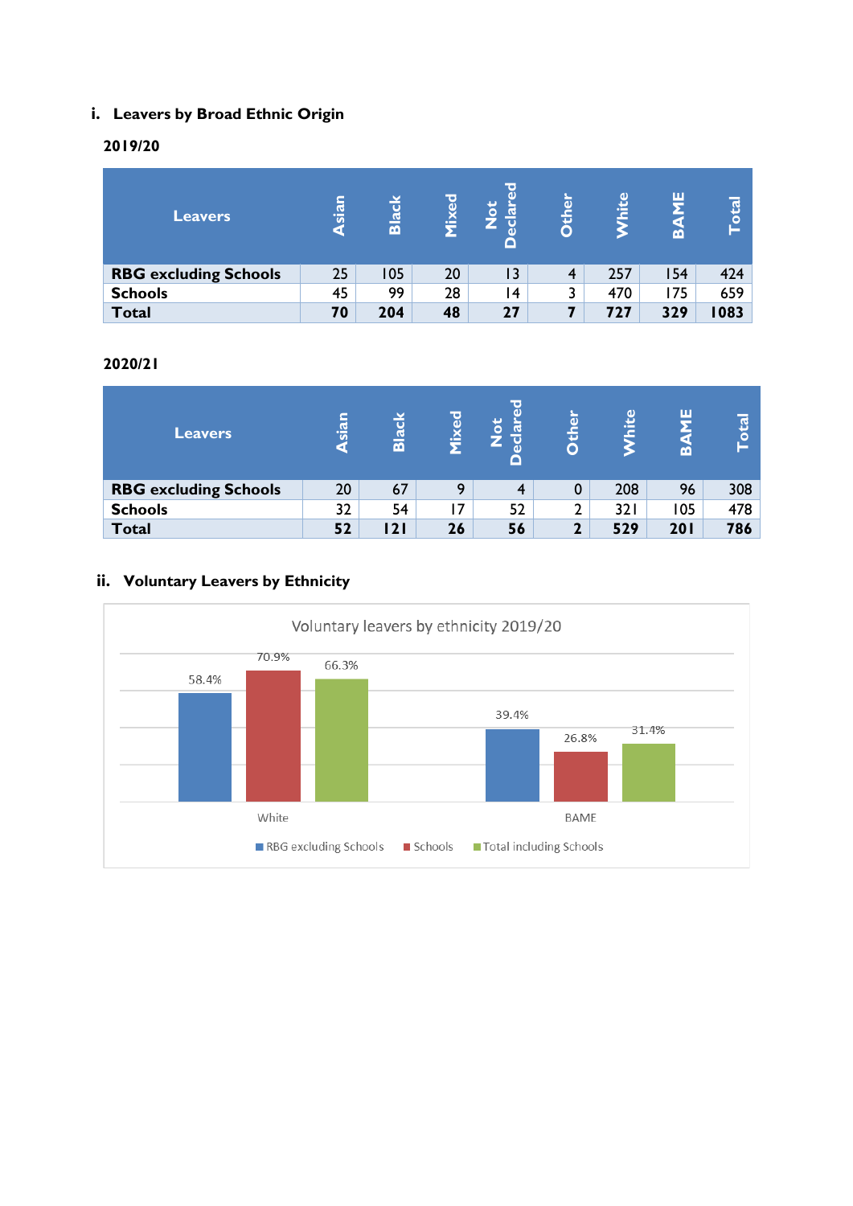### i. Leavers by Broad Ethnic Origin

**2019/20**

| Leavers | Asian | Black | Mixed | Not Declared | Other | White | BAME | Total |
|---|---|---|---|---|---|---|---|---|
| **RBG excluding Schools** | 25 | 105 | 20 | 13 | 4 | 257 | 154 | 424 |
| **Schools** | 45 | 99 | 28 | 14 | 3 | 470 | 175 | 659 |
| **Total** | **70** | **204** | **48** | **27** | **7** | **727** | **329** | **1083** |

**2020/21**

| Leavers | Asian | Black | Mixed | Not Declared | Other | White | BAME | Total |
|---|---|---|---|---|---|---|---|---|
| **RBG excluding Schools** | 20 | 67 | 9 | 4 | 0 | 208 | 96 | 308 |
| **Schools** | 32 | 54 | 17 | 52 | 2 | 321 | 105 | 478 |
| **Total** | **52** | **121** | **26** | **56** | **2** | **529** | **201** | **786** |

### ii. Voluntary Leavers by Ethnicity

Voluntary leavers by ethnicity 2019/20

| | RBG excluding Schools | Schools | Total including Schools |
|---|---|---|---|
| White | 58.4% | 70.9% | 66.3% |
| BAME | 39.4% | 26.8% | 31.4% |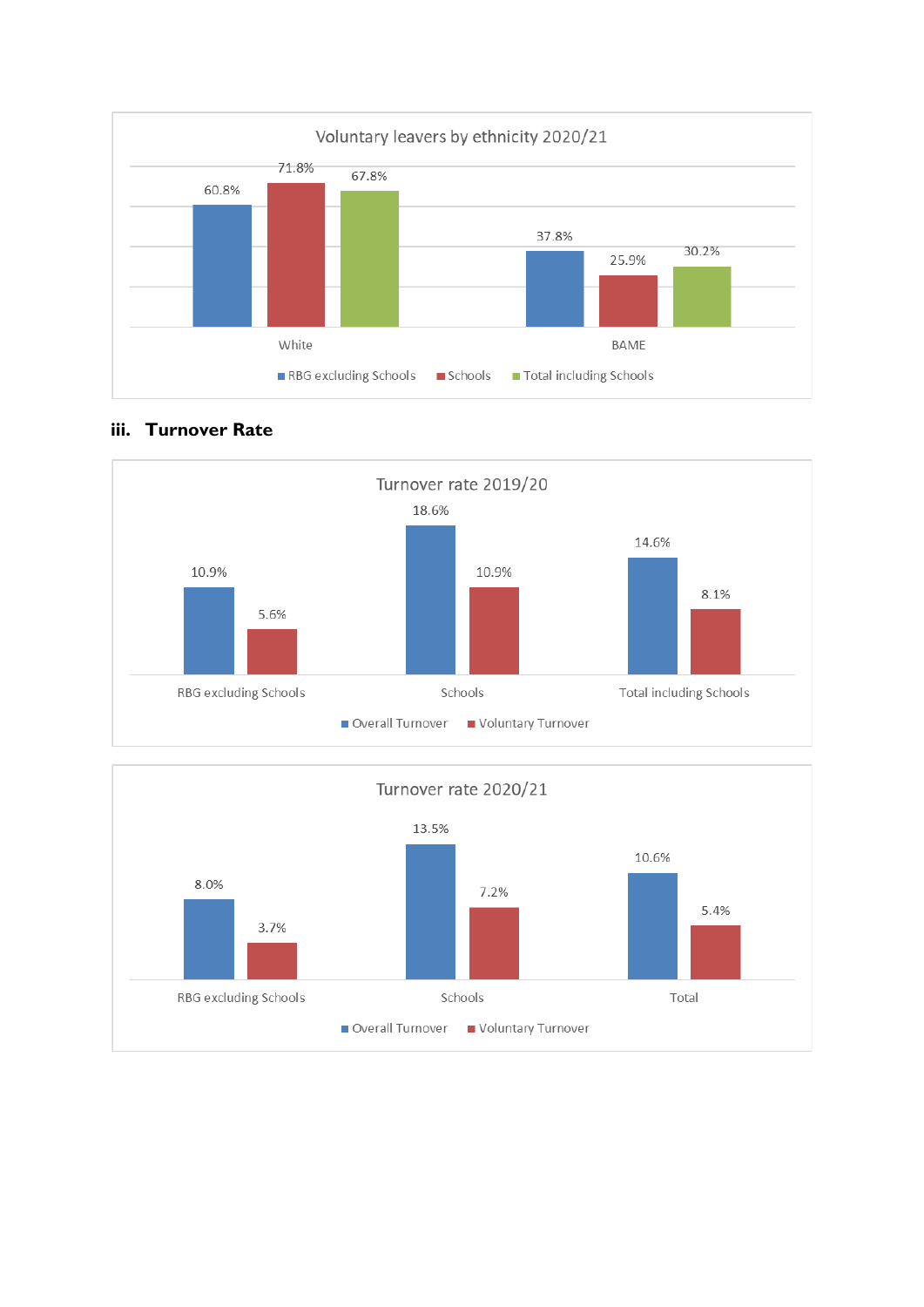**Voluntary leavers by ethnicity 2020/21**

| | RBG excluding Schools | Schools | Total including Schools |
|---|---|---|---|
| White | 60.8% | 71.8% | 67.8% |
| BAME | 37.8% | 25.9% | 30.2% |

### iii. Turnover Rate

**Turnover rate 2019/20**

| | Overall Turnover | Voluntary Turnover |
|---|---|---|
| RBG excluding Schools | 10.9% | 5.6% |
| Schools | 18.6% | 10.9% |
| Total including Schools | 14.6% | 8.1% |

**Turnover rate 2020/21**

| | Overall Turnover | Voluntary Turnover |
|---|---|---|
| RBG excluding Schools | 8.0% | 3.7% |
| Schools | 13.5% | 7.2% |
| Total | 10.6% | 5.4% |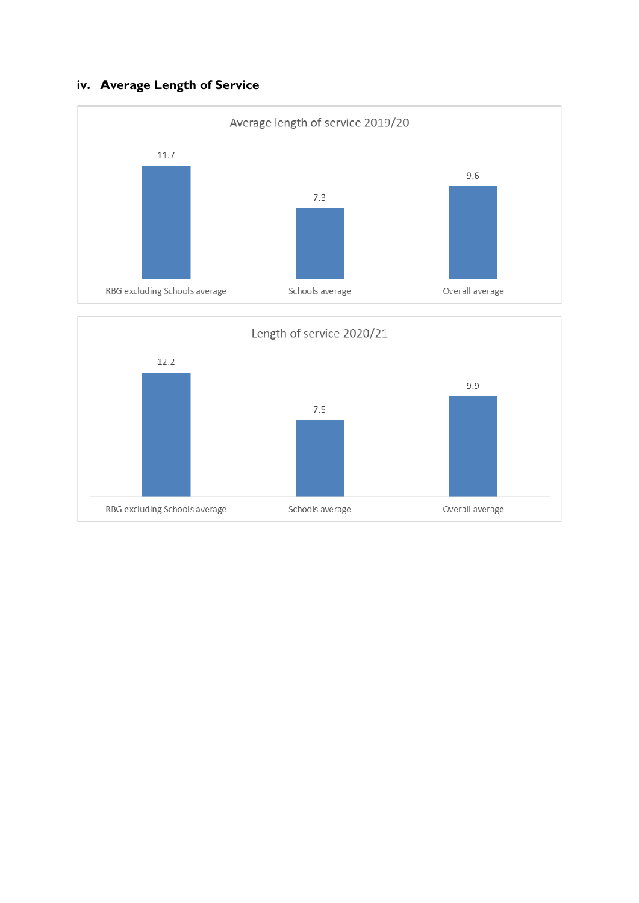### iv. Average Length of Service

**Average length of service 2019/20**

| RBG excluding Schools average | Schools average | Overall average |
|---|---|---|
| 11.7 | 7.3 | 9.6 |

**Length of service 2020/21**

| RBG excluding Schools average | Schools average | Overall average |
|---|---|---|
| 12.2 | 7.5 | 9.9 |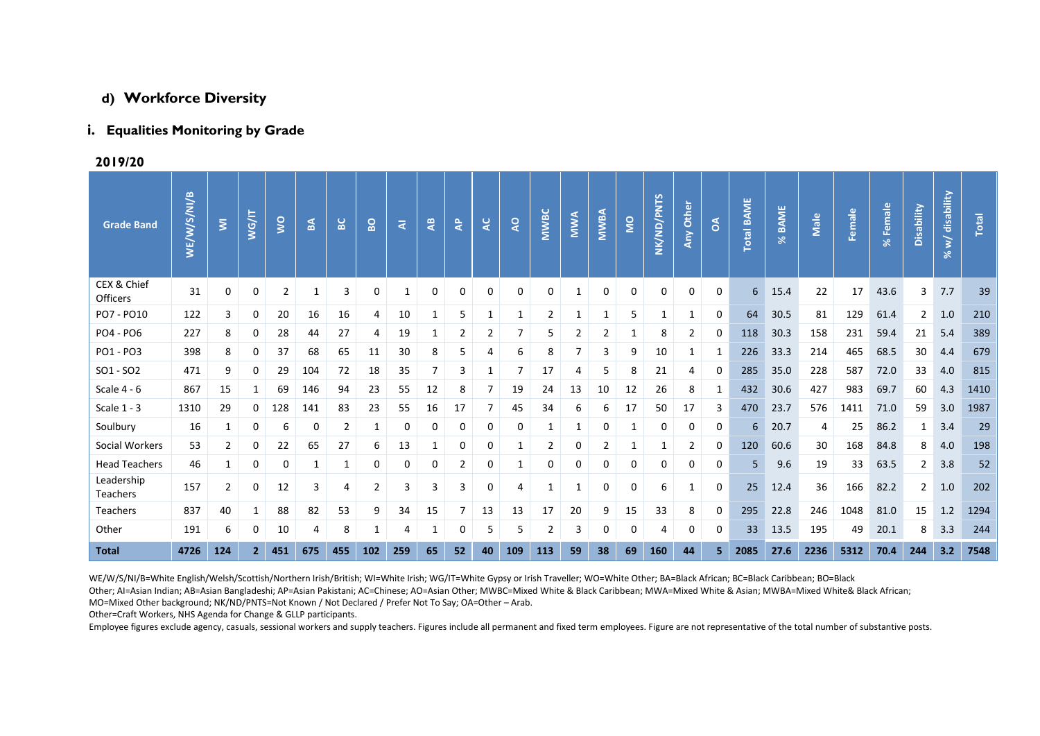## d) Workforce Diversity

### i. Equalities Monitoring by Grade

**2019/20**

| Grade Band | WE/W/S/NI/B | WI | WG/IT | WO | BA | BC | BO | AI | AB | AP | AC | AO | MWBC | MWA | MWBA | MO | NK/ND/PNTS | Any Other | OA | Total BAME | % BAME | Male | Female | % Female | Disability | % w/ disability | Total |
|---|---|---|---|---|---|---|---|---|---|---|---|---|---|---|---|---|---|---|---|---|---|---|---|---|---|---|---|
| CEX & Chief Officers | 31 | 0 | 0 | 2 | 1 | 3 | 0 | 1 | 0 | 0 | 0 | 0 | 0 | 1 | 0 | 0 | 0 | 0 | 0 | 6 | 15.4 | 22 | 17 | 43.6 | 3 | 7.7 | 39 |
| PO7 - PO10 | 122 | 3 | 0 | 20 | 16 | 16 | 4 | 10 | 1 | 5 | 1 | 1 | 2 | 1 | 1 | 5 | 1 | 1 | 0 | 64 | 30.5 | 81 | 129 | 61.4 | 2 | 1.0 | 210 |
| PO4 - PO6 | 227 | 8 | 0 | 28 | 44 | 27 | 4 | 19 | 1 | 2 | 2 | 7 | 5 | 2 | 2 | 1 | 8 | 2 | 0 | 118 | 30.3 | 158 | 231 | 59.4 | 21 | 5.4 | 389 |
| PO1 - PO3 | 398 | 8 | 0 | 37 | 68 | 65 | 11 | 30 | 8 | 5 | 4 | 6 | 8 | 7 | 3 | 9 | 10 | 1 | 1 | 226 | 33.3 | 214 | 465 | 68.5 | 30 | 4.4 | 679 |
| SO1 - SO2 | 471 | 9 | 0 | 29 | 104 | 72 | 18 | 35 | 7 | 3 | 1 | 7 | 17 | 4 | 5 | 8 | 21 | 4 | 0 | 285 | 35.0 | 228 | 587 | 72.0 | 33 | 4.0 | 815 |
| Scale 4 - 6 | 867 | 15 | 1 | 69 | 146 | 94 | 23 | 55 | 12 | 8 | 7 | 19 | 24 | 13 | 10 | 12 | 26 | 8 | 1 | 432 | 30.6 | 427 | 983 | 69.7 | 60 | 4.3 | 1410 |
| Scale 1 - 3 | 1310 | 29 | 0 | 128 | 141 | 83 | 23 | 55 | 16 | 17 | 7 | 45 | 34 | 6 | 6 | 17 | 50 | 17 | 3 | 470 | 23.7 | 576 | 1411 | 71.0 | 59 | 3.0 | 1987 |
| Soulbury | 16 | 1 | 0 | 6 | 0 | 2 | 1 | 0 | 0 | 0 | 0 | 0 | 1 | 1 | 0 | 1 | 0 | 0 | 0 | 6 | 20.7 | 4 | 25 | 86.2 | 1 | 3.4 | 29 |
| Social Workers | 53 | 2 | 0 | 22 | 65 | 27 | 6 | 13 | 1 | 0 | 0 | 1 | 2 | 0 | 2 | 1 | 1 | 2 | 0 | 120 | 60.6 | 30 | 168 | 84.8 | 8 | 4.0 | 198 |
| Head Teachers | 46 | 1 | 0 | 0 | 1 | 1 | 0 | 0 | 0 | 2 | 0 | 1 | 0 | 0 | 0 | 0 | 0 | 0 | 0 | 5 | 9.6 | 19 | 33 | 63.5 | 2 | 3.8 | 52 |
| Leadership Teachers | 157 | 2 | 0 | 12 | 3 | 4 | 2 | 3 | 3 | 3 | 0 | 4 | 1 | 1 | 0 | 0 | 6 | 1 | 0 | 25 | 12.4 | 36 | 166 | 82.2 | 2 | 1.0 | 202 |
| Teachers | 837 | 40 | 1 | 88 | 82 | 53 | 9 | 34 | 15 | 7 | 13 | 13 | 17 | 20 | 9 | 15 | 33 | 8 | 0 | 295 | 22.8 | 246 | 1048 | 81.0 | 15 | 1.2 | 1294 |
| Other | 191 | 6 | 0 | 10 | 4 | 8 | 1 | 4 | 1 | 0 | 5 | 5 | 2 | 3 | 0 | 0 | 4 | 0 | 0 | 33 | 13.5 | 195 | 49 | 20.1 | 8 | 3.3 | 244 |
| **Total** | **4726** | **124** | **2** | **451** | **675** | **455** | **102** | **259** | **65** | **52** | **40** | **109** | **113** | **59** | **38** | **69** | **160** | **44** | **5** | **2085** | **27.6** | **2236** | **5312** | **70.4** | **244** | **3.2** | **7548** |

WE/W/S/NI/B=White English/Welsh/Scottish/Northern Irish/British; WI=White Irish; WG/IT=White Gypsy or Irish Traveller; WO=White Other; BA=Black African; BC=Black Caribbean; BO=Black Other; AI=Asian Indian; AB=Asian Bangladeshi; AP=Asian Pakistani; AC=Chinese; AO=Asian Other; MWBC=Mixed White & Black Caribbean; MWA=Mixed White & Asian; MWBA=Mixed White& Black African; MO=Mixed Other background; NK/ND/PNTS=Not Known / Not Declared / Prefer Not To Say; OA=Other – Arab.

Other=Craft Workers, NHS Agenda for Change & GLLP participants.

Employee figures exclude agency, casuals, sessional workers and supply teachers. Figures include all permanent and fixed term employees. Figure are not representative of the total number of substantive posts.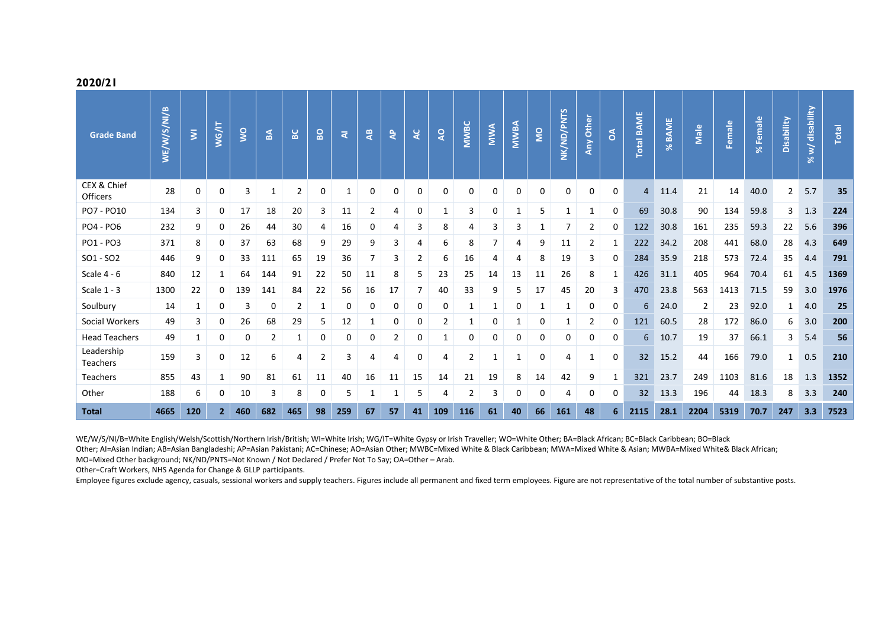## 2020/21

| Grade Band | WE/W/S/NI/B | WI | WG/IT | WO | BA | BC | BO | AI | AB | AP | AC | AO | MWBC | MWA | MWBA | MO | NK/ND/PNTS | Any Other | OA | Total BAME | % BAME | Male | Female | % Female | Disability | % w/ disability | Total |
|---|---|---|---|---|---|---|---|---|---|---|---|---|---|---|---|---|---|---|---|---|---|---|---|---|---|---|---|
| CEX & Chief Officers | 28 | 0 | 0 | 3 | 1 | 2 | 0 | 1 | 0 | 0 | 0 | 0 | 0 | 0 | 0 | 0 | 0 | 0 | 0 | 4 | 11.4 | 21 | 14 | 40.0 | 2 | 5.7 | **35** |
| PO7 - PO10 | 134 | 3 | 0 | 17 | 18 | 20 | 3 | 11 | 2 | 4 | 0 | 1 | 3 | 0 | 1 | 5 | 1 | 1 | 0 | 69 | 30.8 | 90 | 134 | 59.8 | 3 | 1.3 | **224** |
| PO4 - PO6 | 232 | 9 | 0 | 26 | 44 | 30 | 4 | 16 | 0 | 4 | 3 | 8 | 4 | 3 | 3 | 1 | 7 | 2 | 0 | 122 | 30.8 | 161 | 235 | 59.3 | 22 | 5.6 | **396** |
| PO1 - PO3 | 371 | 8 | 0 | 37 | 63 | 68 | 9 | 29 | 9 | 3 | 4 | 6 | 8 | 7 | 4 | 9 | 11 | 2 | 1 | 222 | 34.2 | 208 | 441 | 68.0 | 28 | 4.3 | **649** |
| SO1 - SO2 | 446 | 9 | 0 | 33 | 111 | 65 | 19 | 36 | 7 | 3 | 2 | 6 | 16 | 4 | 4 | 8 | 19 | 3 | 0 | 284 | 35.9 | 218 | 573 | 72.4 | 35 | 4.4 | **791** |
| Scale 4 - 6 | 840 | 12 | 1 | 64 | 144 | 91 | 22 | 50 | 11 | 8 | 5 | 23 | 25 | 14 | 13 | 11 | 26 | 8 | 1 | 426 | 31.1 | 405 | 964 | 70.4 | 61 | 4.5 | **1369** |
| Scale 1 - 3 | 1300 | 22 | 0 | 139 | 141 | 84 | 22 | 56 | 16 | 17 | 7 | 40 | 33 | 9 | 5 | 17 | 45 | 20 | 3 | 470 | 23.8 | 563 | 1413 | 71.5 | 59 | 3.0 | **1976** |
| Soulbury | 14 | 1 | 0 | 3 | 0 | 2 | 1 | 0 | 0 | 0 | 0 | 0 | 1 | 1 | 0 | 1 | 1 | 0 | 0 | 6 | 24.0 | 2 | 23 | 92.0 | 1 | 4.0 | **25** |
| Social Workers | 49 | 3 | 0 | 26 | 68 | 29 | 5 | 12 | 1 | 0 | 0 | 2 | 1 | 0 | 1 | 0 | 1 | 2 | 0 | 121 | 60.5 | 28 | 172 | 86.0 | 6 | 3.0 | **200** |
| Head Teachers | 49 | 1 | 0 | 0 | 2 | 1 | 0 | 0 | 0 | 2 | 0 | 1 | 0 | 0 | 0 | 0 | 0 | 0 | 0 | 6 | 10.7 | 19 | 37 | 66.1 | 3 | 5.4 | **56** |
| Leadership Teachers | 159 | 3 | 0 | 12 | 6 | 4 | 2 | 3 | 4 | 4 | 0 | 4 | 2 | 1 | 1 | 0 | 4 | 1 | 0 | 32 | 15.2 | 44 | 166 | 79.0 | 1 | 0.5 | **210** |
| Teachers | 855 | 43 | 1 | 90 | 81 | 61 | 11 | 40 | 16 | 11 | 15 | 14 | 21 | 19 | 8 | 14 | 42 | 9 | 1 | 321 | 23.7 | 249 | 1103 | 81.6 | 18 | 1.3 | **1352** |
| Other | 188 | 6 | 0 | 10 | 3 | 8 | 0 | 5 | 1 | 1 | 5 | 4 | 2 | 3 | 0 | 0 | 4 | 0 | 0 | 32 | 13.3 | 196 | 44 | 18.3 | 8 | 3.3 | **240** |
| **Total** | **4665** | **120** | **2** | **460** | **682** | **465** | **98** | **259** | **67** | **57** | **41** | **109** | **116** | **61** | **40** | **66** | **161** | **48** | **6** | **2115** | **28.1** | **2204** | **5319** | **70.7** | **247** | **3.3** | **7523** |

WE/W/S/NI/B=White English/Welsh/Scottish/Northern Irish/British; WI=White Irish; WG/IT=White Gypsy or Irish Traveller; WO=White Other; BA=Black African; BC=Black Caribbean; BO=Black Other; AI=Asian Indian; AB=Asian Bangladeshi; AP=Asian Pakistani; AC=Chinese; AO=Asian Other; MWBC=Mixed White & Black Caribbean; MWA=Mixed White & Asian; MWBA=Mixed White& Black African; MO=Mixed Other background; NK/ND/PNTS=Not Known / Not Declared / Prefer Not To Say; OA=Other – Arab.

Other=Craft Workers, NHS Agenda for Change & GLLP participants.

Employee figures exclude agency, casuals, sessional workers and supply teachers. Figures include all permanent and fixed term employees. Figure are not representative of the total number of substantive posts.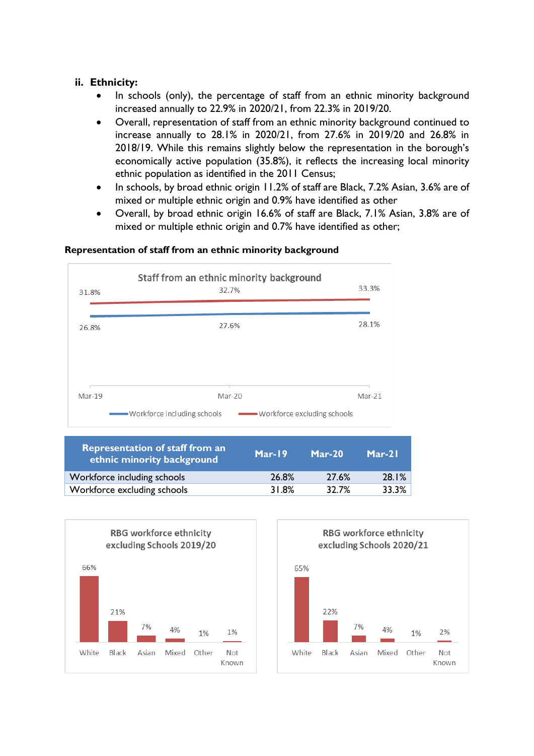### ii. Ethnicity:

- In schools (only), the percentage of staff from an ethnic minority background increased annually to 22.9% in 2020/21, from 22.3% in 2019/20.
- Overall, representation of staff from an ethnic minority background continued to increase annually to 28.1% in 2020/21, from 27.6% in 2019/20 and 26.8% in 2018/19. While this remains slightly below the representation in the borough's economically active population (35.8%), it reflects the increasing local minority ethnic population as identified in the 2011 Census;
- In schools, by broad ethnic origin 11.2% of staff are Black, 7.2% Asian, 3.6% are of mixed or multiple ethnic origin and 0.9% have identified as other
- Overall, by broad ethnic origin 16.6% of staff are Black, 7.1% Asian, 3.8% are of mixed or multiple ethnic origin and 0.7% have identified as other;

**Representation of staff from an ethnic minority background**

Staff from an ethnic minority background

| | Mar-19 | Mar-20 | Mar-21 |
|---|---|---|---|
| Workforce including schools | 26.8% | 27.6% | 28.1% |
| Workforce excluding schools | 31.8% | 32.7% | 33.3% |

| Representation of staff from an ethnic minority background | Mar-19 | Mar-20 | Mar-21 |
|---|---|---|---|
| Workforce including schools | 26.8% | 27.6% | 28.1% |
| Workforce excluding schools | 31.8% | 32.7% | 33.3% |

RBG workforce ethnicity excluding Schools 2019/20

| White | Black | Asian | Mixed | Other | Not Known |
|---|---|---|---|---|---|
| 66% | 21% | 7% | 4% | 1% | 1% |

RBG workforce ethnicity excluding Schools 2020/21

| White | Black | Asian | Mixed | Other | Not Known |
|---|---|---|---|---|---|
| 65% | 22% | 7% | 4% | 1% | 2% |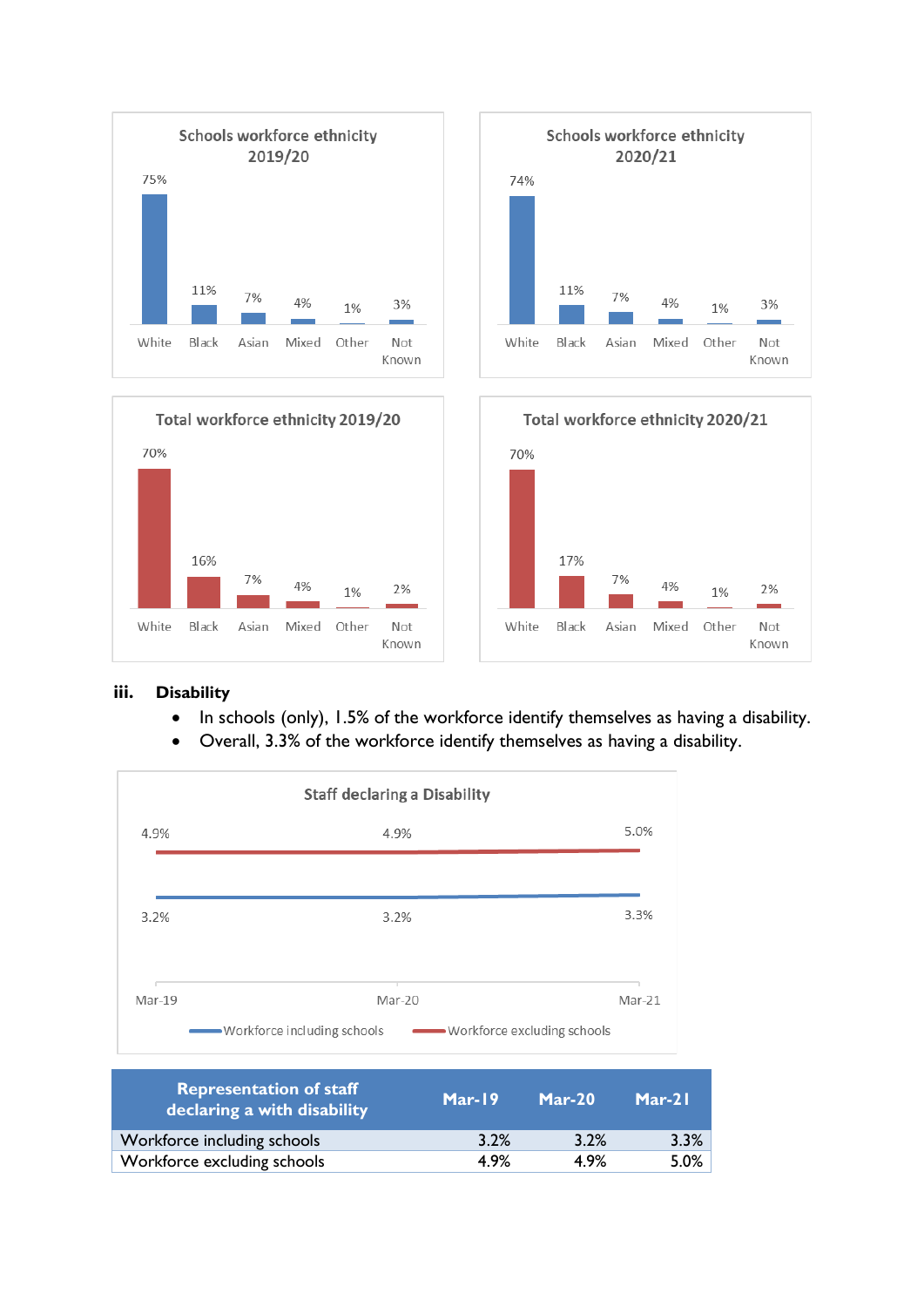**Schools workforce ethnicity 2019/20**

| White | Black | Asian | Mixed | Other | Not Known |
|---|---|---|---|---|---|
| 75% | 11% | 7% | 4% | 1% | 3% |

**Schools workforce ethnicity 2020/21**

| White | Black | Asian | Mixed | Other | Not Known |
|---|---|---|---|---|---|
| 74% | 11% | 7% | 4% | 1% | 3% |

**Total workforce ethnicity 2019/20**

| White | Black | Asian | Mixed | Other | Not Known |
|---|---|---|---|---|---|
| 70% | 16% | 7% | 4% | 1% | 2% |

**Total workforce ethnicity 2020/21**

| White | Black | Asian | Mixed | Other | Not Known |
|---|---|---|---|---|---|
| 70% | 17% | 7% | 4% | 1% | 2% |

### iii. Disability

- In schools (only), 1.5% of the workforce identify themselves as having a disability.
- Overall, 3.3% of the workforce identify themselves as having a disability.

**Staff declaring a Disability**

| | Mar-19 | Mar-20 | Mar-21 |
|---|---|---|---|
| Workforce including schools | 3.2% | 3.2% | 3.3% |
| Workforce excluding schools | 4.9% | 4.9% | 5.0% |

| Representation of staff declaring a with disability | Mar-19 | Mar-20 | Mar-21 |
|---|---|---|---|
| Workforce including schools | 3.2% | 3.2% | 3.3% |
| Workforce excluding schools | 4.9% | 4.9% | 5.0% |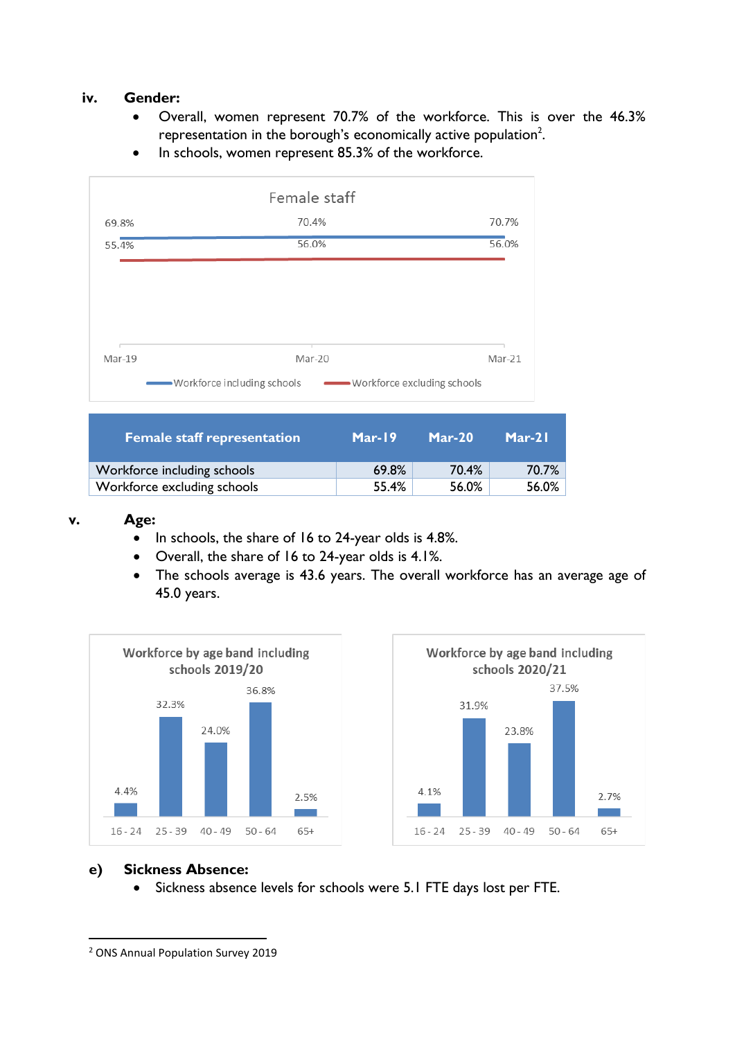### iv. Gender:

- Overall, women represent 70.7% of the workforce. This is over the 46.3% representation in the borough's economically active population[2].
- In schools, women represent 85.3% of the workforce.

Female staff

| Female staff representation | Mar-19 | Mar-20 | Mar-21 |
|---|---|---|---|
| Workforce including schools | 69.8% | 70.4% | 70.7% |
| Workforce excluding schools | 55.4% | 56.0% | 56.0% |

### v. Age:

- In schools, the share of 16 to 24-year olds is 4.8%.
- Overall, the share of 16 to 24-year olds is 4.1%.
- The schools average is 43.6 years. The overall workforce has an average age of 45.0 years.

Workforce by age band including schools 2019/20

| 16 - 24 | 25 - 39 | 40 - 49 | 50 - 64 | 65+ |
|---|---|---|---|---|
| 4.4% | 32.3% | 24.0% | 36.8% | 2.5% |

Workforce by age band including schools 2020/21

| 16 - 24 | 25 - 39 | 40 - 49 | 50 - 64 | 65+ |
|---|---|---|---|---|
| 4.1% | 31.9% | 23.8% | 37.5% | 2.7% |

### e) Sickness Absence:

- Sickness absence levels for schools were 5.1 FTE days lost per FTE.

[2] ONS Annual Population Survey 2019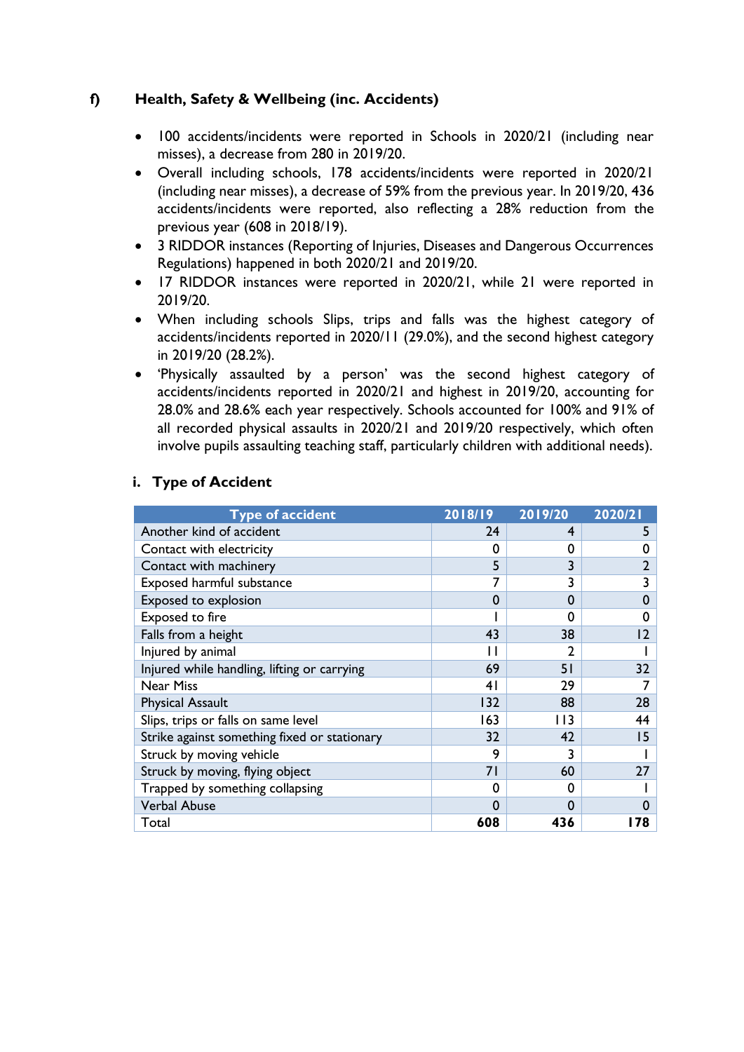## f) Health, Safety & Wellbeing (inc. Accidents)

- 100 accidents/incidents were reported in Schools in 2020/21 (including near misses), a decrease from 280 in 2019/20.
- Overall including schools, 178 accidents/incidents were reported in 2020/21 (including near misses), a decrease of 59% from the previous year. In 2019/20, 436 accidents/incidents were reported, also reflecting a 28% reduction from the previous year (608 in 2018/19).
- 3 RIDDOR instances (Reporting of Injuries, Diseases and Dangerous Occurrences Regulations) happened in both 2020/21 and 2019/20.
- 17 RIDDOR instances were reported in 2020/21, while 21 were reported in 2019/20.
- When including schools Slips, trips and falls was the highest category of accidents/incidents reported in 2020/11 (29.0%), and the second highest category in 2019/20 (28.2%).
- 'Physically assaulted by a person' was the second highest category of accidents/incidents reported in 2020/21 and highest in 2019/20, accounting for 28.0% and 28.6% each year respectively. Schools accounted for 100% and 91% of all recorded physical assaults in 2020/21 and 2019/20 respectively, which often involve pupils assaulting teaching staff, particularly children with additional needs).

### i. Type of Accident

| Type of accident | 2018/19 | 2019/20 | 2020/21 |
|---|---|---|---|
| Another kind of accident | 24 | 4 | 5 |
| Contact with electricity | 0 | 0 | 0 |
| Contact with machinery | 5 | 3 | 2 |
| Exposed harmful substance | 7 | 3 | 3 |
| Exposed to explosion | 0 | 0 | 0 |
| Exposed to fire | 1 | 0 | 0 |
| Falls from a height | 43 | 38 | 12 |
| Injured by animal | 11 | 2 | 1 |
| Injured while handling, lifting or carrying | 69 | 51 | 32 |
| Near Miss | 41 | 29 | 7 |
| Physical Assault | 132 | 88 | 28 |
| Slips, trips or falls on same level | 163 | 113 | 44 |
| Strike against something fixed or stationary | 32 | 42 | 15 |
| Struck by moving vehicle | 9 | 3 | 1 |
| Struck by moving, flying object | 71 | 60 | 27 |
| Trapped by something collapsing | 0 | 0 | 1 |
| Verbal Abuse | 0 | 0 | 0 |
| Total | **608** | **436** | **178** |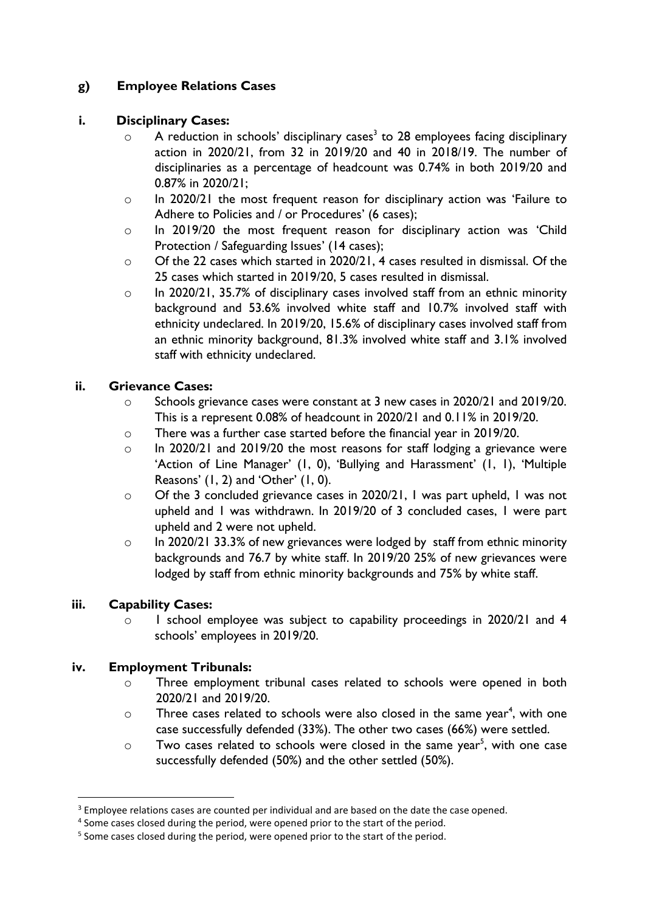## g) Employee Relations Cases

### i. Disciplinary Cases:

- A reduction in schools' disciplinary cases[3] to 28 employees facing disciplinary action in 2020/21, from 32 in 2019/20 and 40 in 2018/19. The number of disciplinaries as a percentage of headcount was 0.74% in both 2019/20 and 0.87% in 2020/21;
- In 2020/21 the most frequent reason for disciplinary action was 'Failure to Adhere to Policies and / or Procedures' (6 cases);
- In 2019/20 the most frequent reason for disciplinary action was 'Child Protection / Safeguarding Issues' (14 cases);
- Of the 22 cases which started in 2020/21, 4 cases resulted in dismissal. Of the 25 cases which started in 2019/20, 5 cases resulted in dismissal.
- In 2020/21, 35.7% of disciplinary cases involved staff from an ethnic minority background and 53.6% involved white staff and 10.7% involved staff with ethnicity undeclared. In 2019/20, 15.6% of disciplinary cases involved staff from an ethnic minority background, 81.3% involved white staff and 3.1% involved staff with ethnicity undeclared.

### ii. Grievance Cases:

- Schools grievance cases were constant at 3 new cases in 2020/21 and 2019/20. This is a represent 0.08% of headcount in 2020/21 and 0.11% in 2019/20.
- There was a further case started before the financial year in 2019/20.
- In 2020/21 and 2019/20 the most reasons for staff lodging a grievance were 'Action of Line Manager' (1, 0), 'Bullying and Harassment' (1, 1), 'Multiple Reasons' (1, 2) and 'Other' (1, 0).
- Of the 3 concluded grievance cases in 2020/21, 1 was part upheld, 1 was not upheld and 1 was withdrawn. In 2019/20 of 3 concluded cases, 1 were part upheld and 2 were not upheld.
- In 2020/21 33.3% of new grievances were lodged by staff from ethnic minority backgrounds and 76.7 by white staff. In 2019/20 25% of new grievances were lodged by staff from ethnic minority backgrounds and 75% by white staff.

### iii. Capability Cases:

- 1 school employee was subject to capability proceedings in 2020/21 and 4 schools' employees in 2019/20.

### iv. Employment Tribunals:

- Three employment tribunal cases related to schools were opened in both 2020/21 and 2019/20.
- Three cases related to schools were also closed in the same year[4], with one case successfully defended (33%). The other two cases (66%) were settled.
- Two cases related to schools were closed in the same year[5], with one case successfully defended (50%) and the other settled (50%).

---

[3] Employee relations cases are counted per individual and are based on the date the case opened.

[4] Some cases closed during the period, were opened prior to the start of the period.

[5] Some cases closed during the period, were opened prior to the start of the period.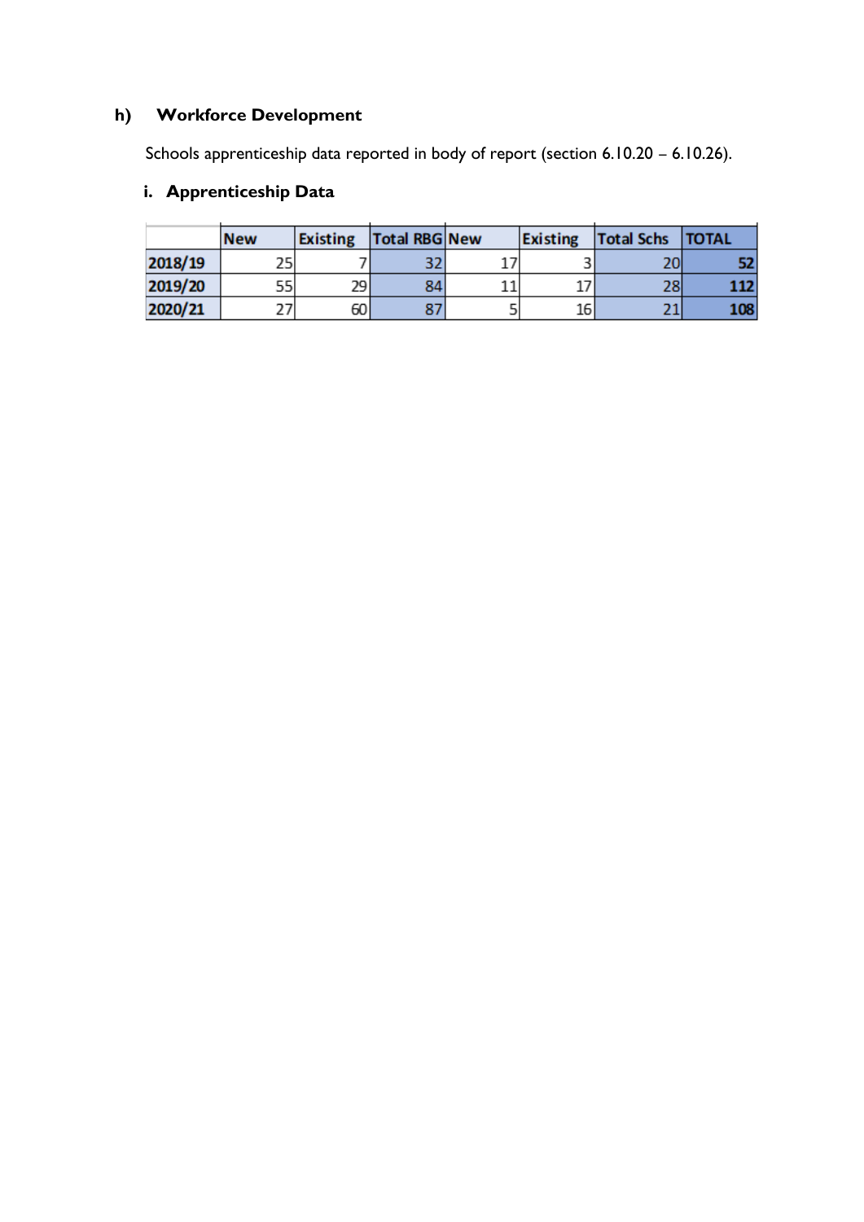## h) Workforce Development

Schools apprenticeship data reported in body of report (section 6.10.20 – 6.10.26).

### i. Apprenticeship Data

| | New | Existing | Total RBG | New | Existing | Total Schs | TOTAL |
|---|---|---|---|---|---|---|---|
| **2018/19** | 25 | 7 | 32 | 17 | 3 | 20 | **52** |
| **2019/20** | 55 | 29 | 84 | 11 | 17 | 28 | **112** |
| **2020/21** | 27 | 60 | 87 | 5 | 16 | 21 | **108** |